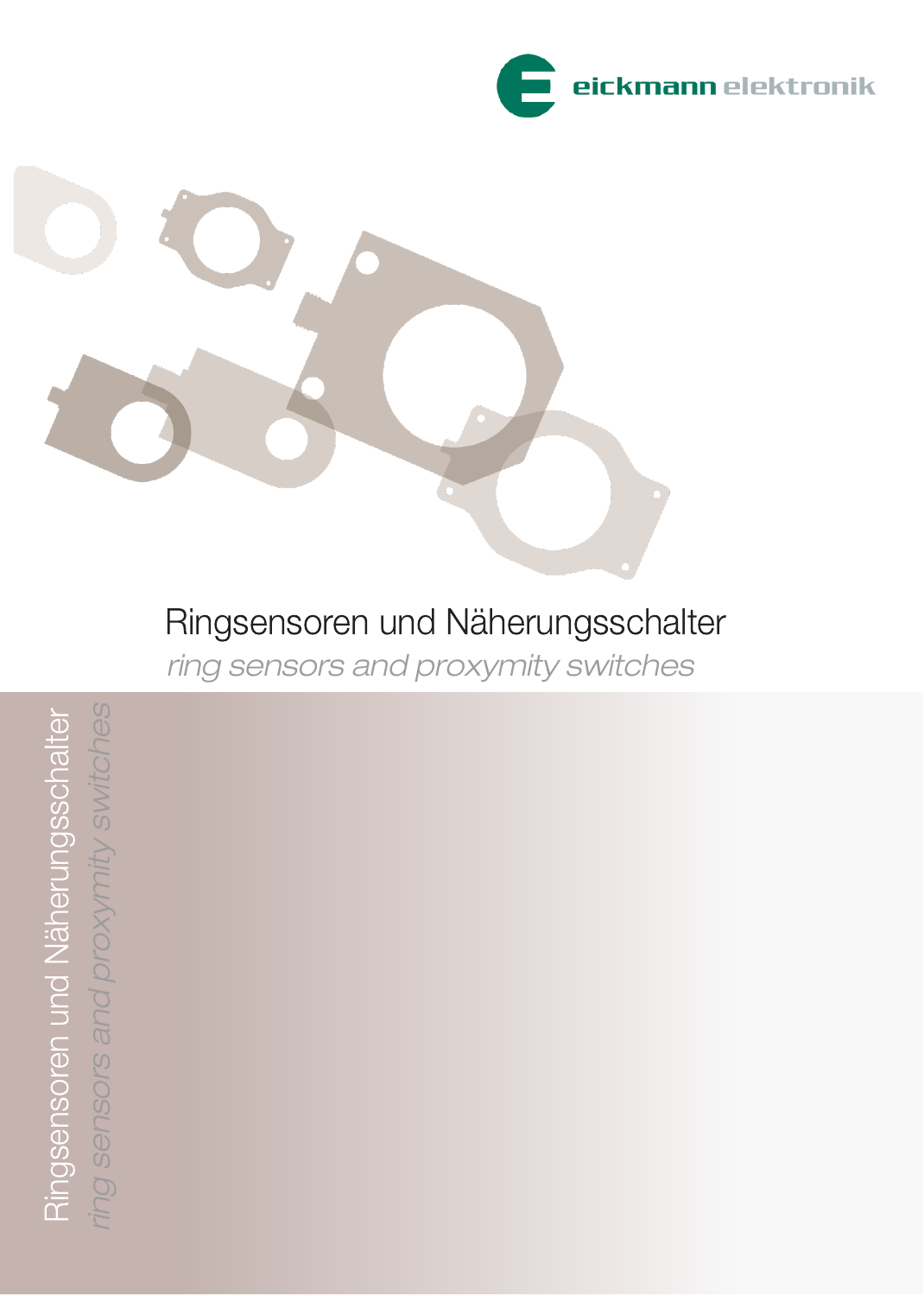eickmann elektronik

# Ringsensoren und Näherungsschalter

*ring sensors and proxymity switches*

Ringsensoren und Näherungsschalter

*ring sensors and proxymity switches*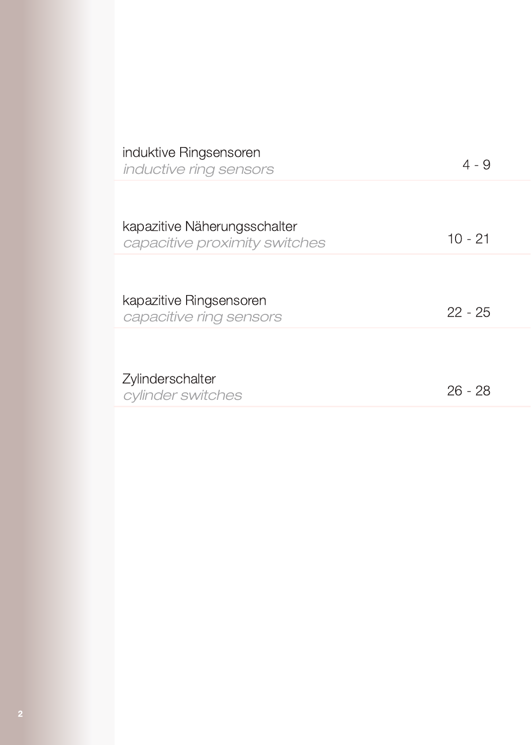| | |
|---|---|
| induktive Ringsensoren<br>*inductive ring sensors* | 4 - 9 |
| kapazitive Näherungsschalter<br>*capacitive proximity switches* | 10 - 21 |
| kapazitive Ringsensoren<br>*capacitive ring sensors* | 22 - 25 |
| Zylinderschalter<br>*cylinder switches* | 26 - 28 |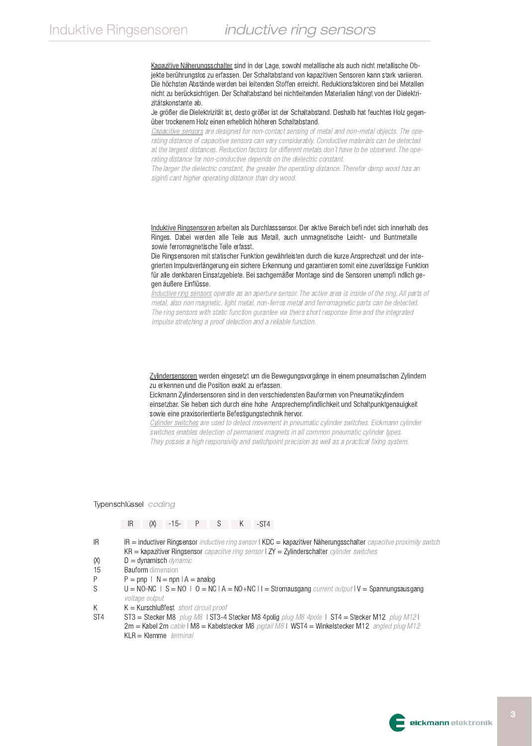Kapazitive Näherungsschalter sind in der Lage, sowohl metallische als auch nicht metallische Objekte berührungslos zu erfassen. Der Schaltabstand von kapazitiven Sensoren kann stark variieren. Die höchsten Abstände werden bei leitenden Stoffen erreicht. Reduktionsfaktoren sind bei Metallen nicht zu berücksichtigen. Der Schaltabstand bei nichtleitenden Materialien hängt von der Dielektrizitätskonstante ab.
Je größer die Dielektrizität ist, desto größer ist der Schaltabstand. Deshalb hat feuchtes Holz gegenüber trockenem Holz einen erheblich höheren Schaltabstand.

*Capacitive sensors are designed for non-contact sensing of metal and non-metal objects. The operating distance of capacitive sensors can vary considerably. Conductive materials can be detected at the largest distances. Reduction factors for different metals don't have to be observed. The operating distance for non-conductive depends on the dielectric constant.*
*The larger the dielectric constant, the greater the operating distance. Therefor damp wood has an siginficant higher operating distance than dry wood.*

Induktive Ringsensoren arbeiten als Durchlasssensor. Der aktive Bereich befindet sich innerhalb des Ringes. Dabei werden alle Teile aus Metall, auch unmagnetische Leicht- und Buntmetalle sowie ferromagnetische Teile erfasst.
Die Ringsensoren mit statischer Funktion gewährleisten durch die kurze Ansprechzeit und der integrierten Impulsverlängerung ein sichere Erkennung und garantieren somit eine zuverlässige Funktion für alle denkbaren Einsatzgebiete. Bei sachgemäßer Montage sind die Sensoren unempfindlich gegen äußere Einflüsse.

*Inductive ring sensors operate as an aperture sensor. The active area is inside of the ring. All parts of metal, also non magnetic, light metal, non-ferros metal and ferromagnetic parts can be detected. The ring sensors with static function gurantee via theirs short response time and the integrated impulse stretching a proof detection and a reliable function.*

Zylindersensoren werden eingesetzt um die Bewegungsvorgänge in einem pneumatischen Zylindern zu erkennen und die Position exakt zu erfassen.
Eickmann Zylindersensoren sind in den verschiedensten Bauformen von Pneumatikzylindern einsetzbar. Sie heben sich durch eine hohe Ansprechempfindlichkeit und Schaltpunktgenauigkeit sowie eine praxisorientierte Befestigungstechnik hervor.

*Cylinder switches are used to detect movement in pneumatic cylinder switches. Eickmann cylinder switches enables detection of permanent magnets in all common pneumatic cylinder types. They posses a high responsivity and switchpoint precision as well as a practical fixing system.*

## Typenschlüssel *coding*

| IR | (X) | -15- | P | S | K | -ST4 |
|---|---|---|---|---|---|---|

| | |
|---|---|
| IR | IR = inductiver Ringsensor *inductive ring sensor* I KDC = kapazitiver Näherungsschalter *capacitve proximity switch* KR = kapazitiver Ringsensor *capacitve ring sensor* I ZY = Zylinderschalter *cylinder switches* |
| (X) | D = dynamisch *dynamic* |
| 15 | Bauform *dimension* |
| P | P = pnp I N = npn I A = analog |
| S | U = NO-NC I S = NO I O = NC I A = NO+NC I I = Stromausgang *current output* I V = Spannungsausgang *voltage output* |
| K | K = Kurschlußfest *short circuit proof* |
| ST4 | ST3 = Stecker M8 *plug M8* I ST3-4 Stecker M8 4polig *plug M8 4pole* I ST4 = Stecker M12 *plug M12* I 2m = Kabel 2m *cable* I M8 = Kabelstecker M8 *pigtail M8* I WST4 = Winkelstecker M12 *angled plug M12* KLR = Klemme *terminal* |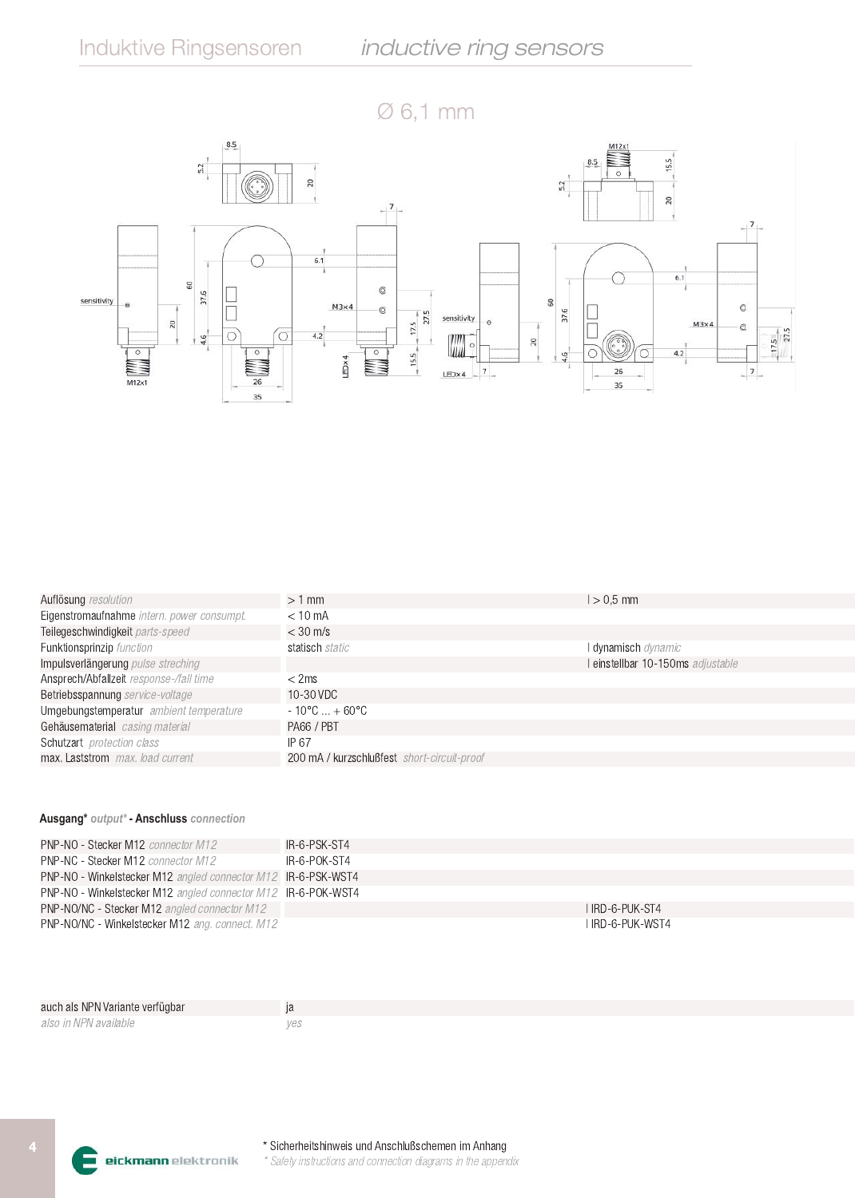# Induktive Ringsensoren *inductive ring sensors*

## Ø 6,1 mm

| | | |
|---|---|---|
| Auflösung *resolution* | > 1 mm | > 0,5 mm |
| Eigenstromaufnahme *intern. power consumpt.* | < 10 mA | |
| Teilegeschwindigkeit *parts-speed* | < 30 m/s | |
| Funktionsprinzip *function* | statisch *static* | dynamisch *dynamic* |
| Impulsverlängerung *pulse streching* | | einstellbar 10-150ms *adjustable* |
| Ansprech/Abfallzeit *response-/fall time* | < 2ms | |
| Betriebsspannung *service-voltage* | 10-30 VDC | |
| Umgebungstemperatur *ambient temperature* | - 10°C ... + 60°C | |
| Gehäusematerial *casing material* | PA66 / PBT | |
| Schutzart *protection class* | IP 67 | |
| max. Laststrom *max. load current* | 200 mA / kurzschlußfest *short-circuit-proof* | |

**Ausgang\*** *output\** **- Anschluss** *connection*

| | | |
|---|---|---|
| PNP-NO - Stecker M12 *connector M12* | IR-6-PSK-ST4 | |
| PNP-NC - Stecker M12 *connector M12* | IR-6-POK-ST4 | |
| PNP-NO - Winkelstecker M12 *angled connector M12* | IR-6-PSK-WST4 | |
| PNP-NO - Winkelstecker M12 *angled connector M12* | IR-6-POK-WST4 | |
| PNP-NO/NC - Stecker M12 *angled connector M12* | | IRD-6-PUK-ST4 |
| PNP-NO/NC - Winkelstecker M12 *ang. connect. M12* | | IRD-6-PUK-WST4 |

| | |
|---|---|
| auch als NPN Variante verfügbar | ja |
| *also in NPN available* | *yes* |

eickmann elektronik

\* Sicherheitshinweis und Anschlußschemen im Anhang
*\* Safety instructions and connection diagrams in the appendix*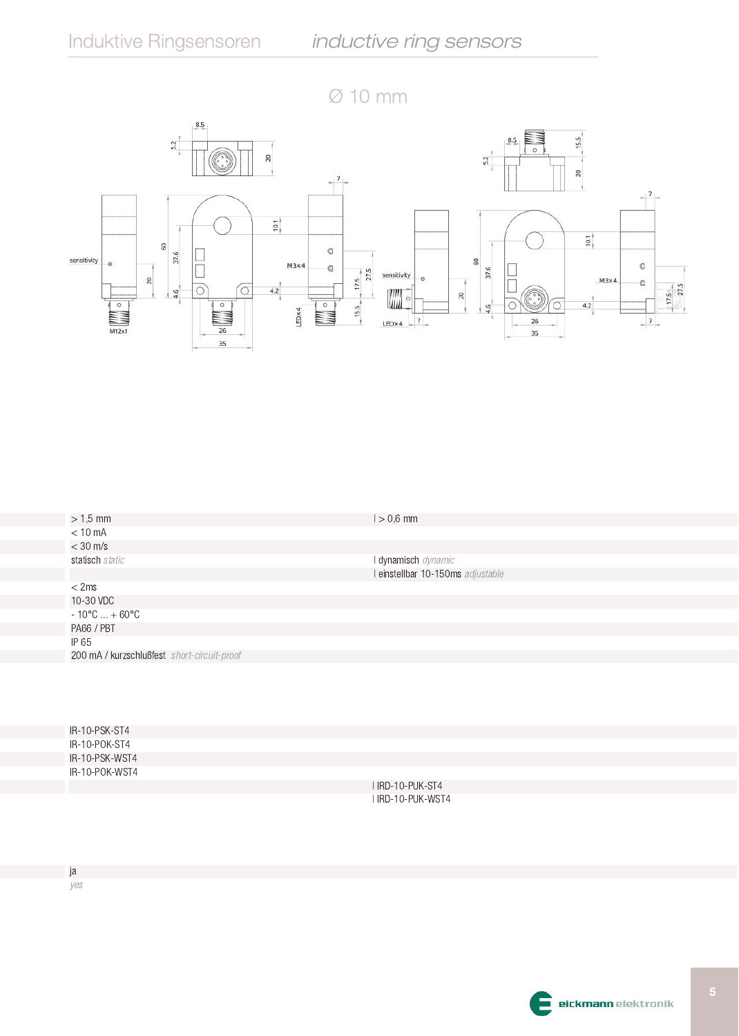# Ø 10 mm

| | |
|---|---|
| > 1,5 mm | > 0,6 mm |
| < 10 mA | |
| < 30 m/s | |
| statisch *static* | dynamisch *dynamic* |
| | einstellbar 10-150ms *adjustable* |
| < 2ms | |
| 10-30 VDC | |
| - 10°C ... + 60°C | |
| PA66 / PBT | |
| IP 65 | |
| 200 mA / kurzschlußfest *short-circuit-proof* | |

| | |
|---|---|
| IR-10-PSK-ST4 | |
| IR-10-POK-ST4 | |
| IR-10-PSK-WST4 | |
| IR-10-POK-WST4 | |
| | IRD-10-PUK-ST4 |
| | IRD-10-PUK-WST4 |

ja
*yes*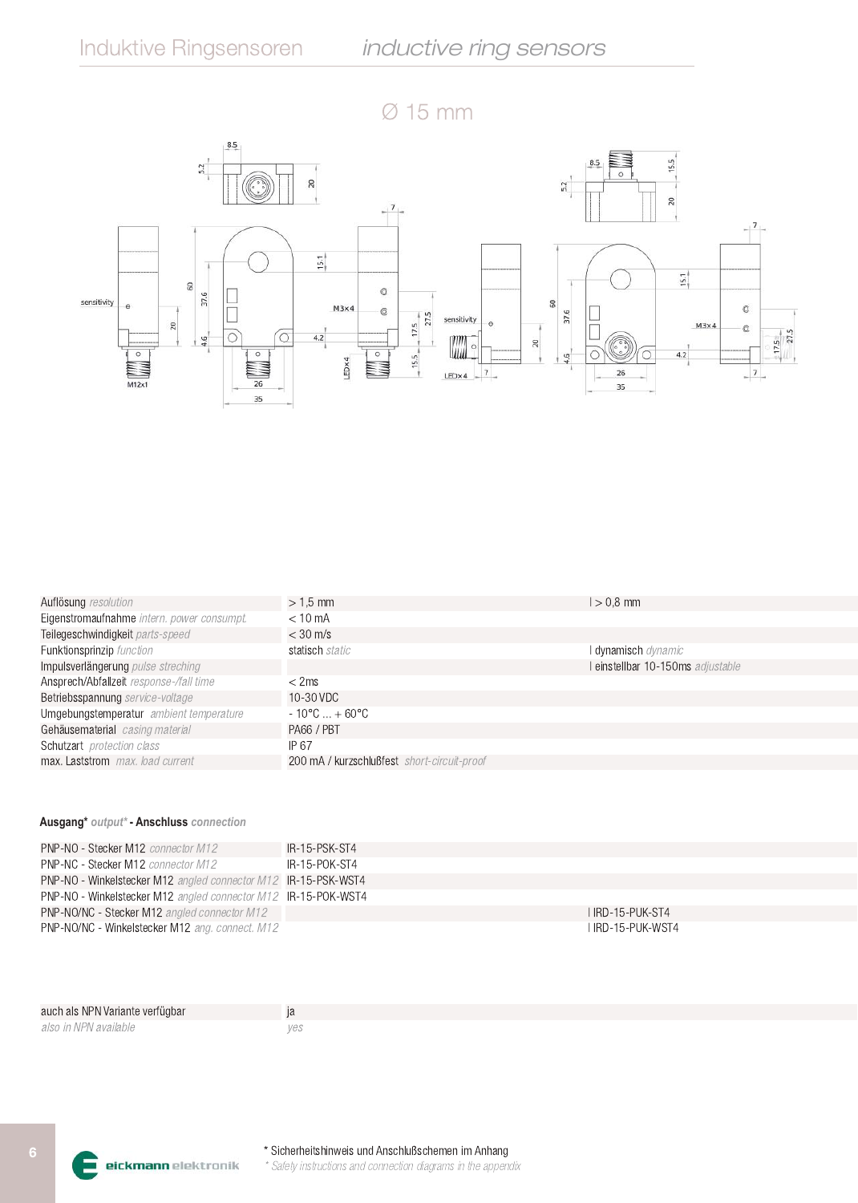# Induktive Ringsensoren *inductive ring sensors*

## Ø 15 mm

| | | |
|---|---|---|
| Auflösung *resolution* | > 1,5 mm | > 0,8 mm |
| Eigenstromaufnahme *intern. power consumpt.* | < 10 mA | |
| Teilegeschwindigkeit *parts-speed* | < 30 m/s | |
| Funktionsprinzip *function* | statisch *static* | dynamisch *dynamic* |
| Impulsverlängerung *pulse streching* | | einstellbar 10-150ms *adjustable* |
| Ansprech/Abfallzeit *response-/fall time* | < 2ms | |
| Betriebsspannung *service-voltage* | 10-30 VDC | |
| Umgebungstemperatur *ambient temperature* | - 10°C ... + 60°C | |
| Gehäusematerial *casing material* | PA66 / PBT | |
| Schutzart *protection class* | IP 67 | |
| max. Laststrom *max. load current* | 200 mA / kurzschlußfest *short-circuit-proof* | |

**Ausgang*** *output** - **Anschluss** *connection*

| | | |
|---|---|---|
| PNP-NO - Stecker M12 *connector M12* | IR-15-PSK-ST4 | |
| PNP-NC - Stecker M12 *connector M12* | IR-15-POK-ST4 | |
| PNP-NO - Winkelstecker M12 *angled connector M12* | IR-15-PSK-WST4 | |
| PNP-NO - Winkelstecker M12 *angled connector M12* | IR-15-POK-WST4 | |
| PNP-NO/NC - Stecker M12 *angled connector M12* | | IRD-15-PUK-ST4 |
| PNP-NO/NC - Winkelstecker M12 *ang. connect. M12* | | IRD-15-PUK-WST4 |

| | |
|---|---|
| auch als NPN Variante verfügbar | ja |
| *also in NPN available* | *yes* |

\* Sicherheitshinweis und Anschlußschemen im Anhang
*\* Safety instructions and connection diagrams in the appendix*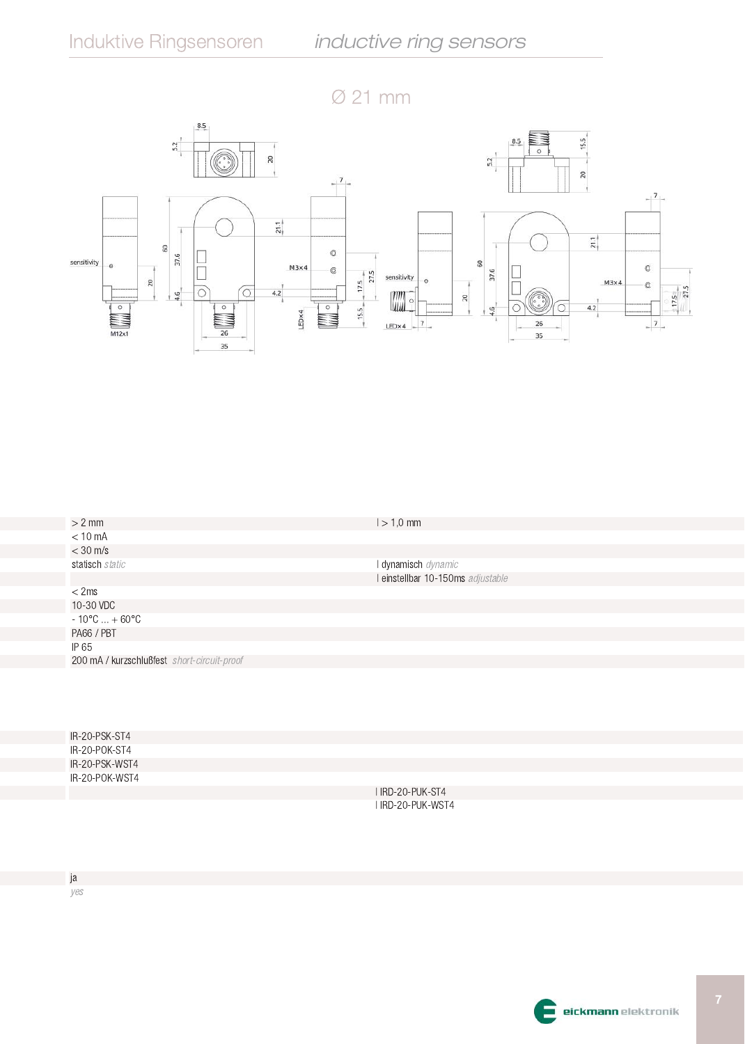# Ø 21 mm

sensitivity

M12x1

M3x4

LEDx4

sensitivity

LEDx4

M3x4

| | |
|---|---|
| > 2 mm | > 1,0 mm |
| < 10 mA | |
| < 30 m/s | |
| statisch *static* | dynamisch *dynamic* |
| | einstellbar 10-150ms *adjustable* |
| < 2ms | |
| 10-30 VDC | |
| - 10°C ... + 60°C | |
| PA66 / PBT | |
| IP 65 | |
| 200 mA / kurzschlußfest *short-circuit-proof* | |

| | |
|---|---|
| IR-20-PSK-ST4 | |
| IR-20-POK-ST4 | |
| IR-20-PSK-WST4 | |
| IR-20-POK-WST4 | |
| | IRD-20-PUK-ST4 |
| | IRD-20-PUK-WST4 |

ja
*yes*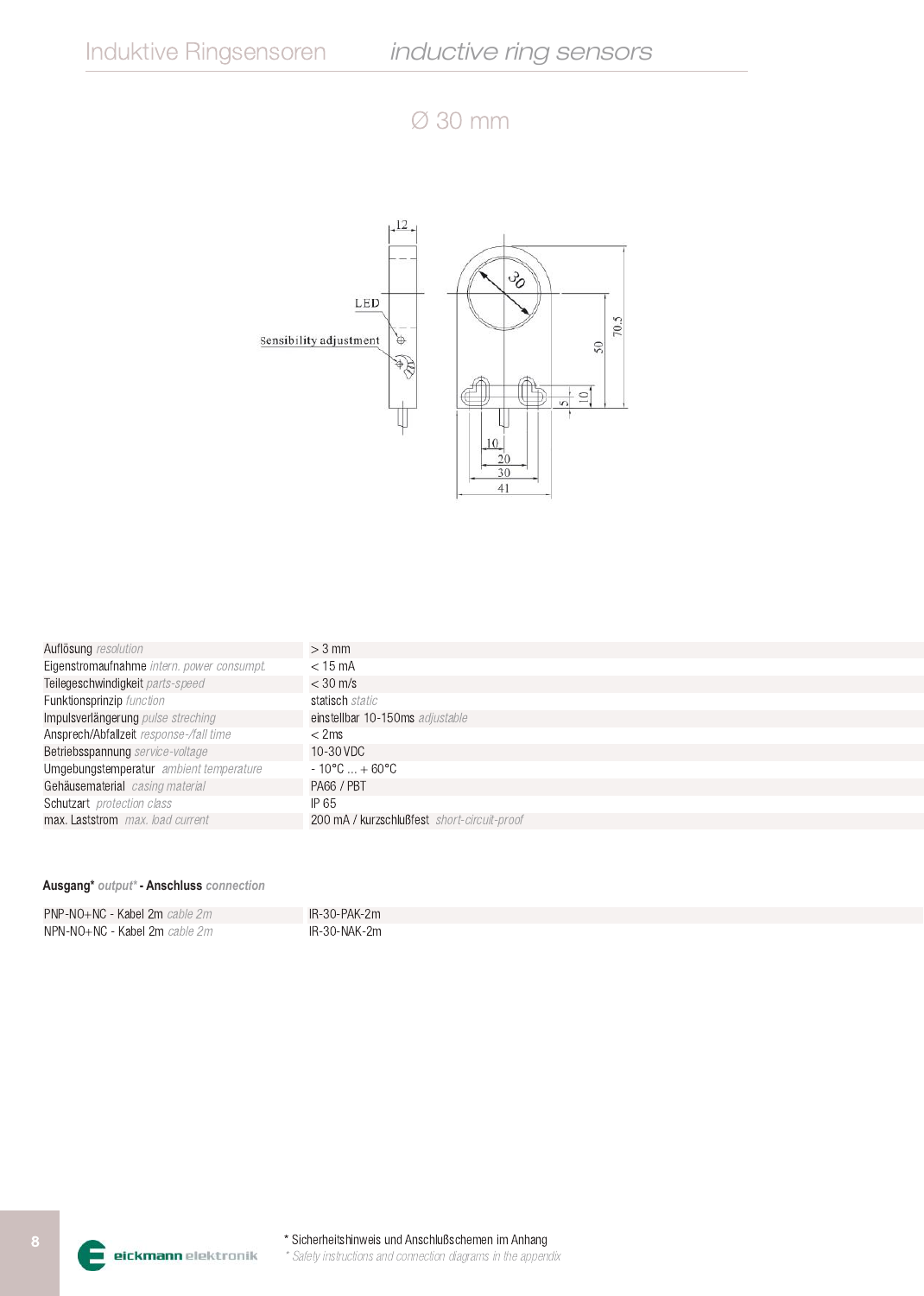# Induktive Ringsensoren *inductive ring sensors*

## Ø 30 mm

LED

Sensibility adjustment

| | |
|---|---|
| Auflösung *resolution* | > 3 mm |
| Eigenstromaufnahme *intern. power consumpt.* | < 15 mA |
| Teilegeschwindigkeit *parts-speed* | < 30 m/s |
| Funktionsprinzip *function* | statisch *static* |
| Impulsverlängerung *pulse streching* | einstellbar 10-150ms *adjustable* |
| Ansprech/Abfallzeit *response-/fall time* | < 2ms |
| Betriebsspannung *service-voltage* | 10-30 VDC |
| Umgebungstemperatur *ambient temperature* | - 10°C ... + 60°C |
| Gehäusematerial *casing material* | PA66 / PBT |
| Schutzart *protection class* | IP 65 |
| max. Laststrom *max. load current* | 200 mA / kurzschlußfest *short-circuit-proof* |

**Ausgang*** *output** - **Anschluss** *connection*

| | |
|---|---|
| PNP-NO+NC - Kabel 2m *cable 2m* | IR-30-PAK-2m |
| NPN-NO+NC - Kabel 2m *cable 2m* | IR-30-NAK-2m |

eickmann elektronik

* Sicherheitshinweis und Anschlußschemen im Anhang
* *Safety instructions and connection diagrams in the appendix*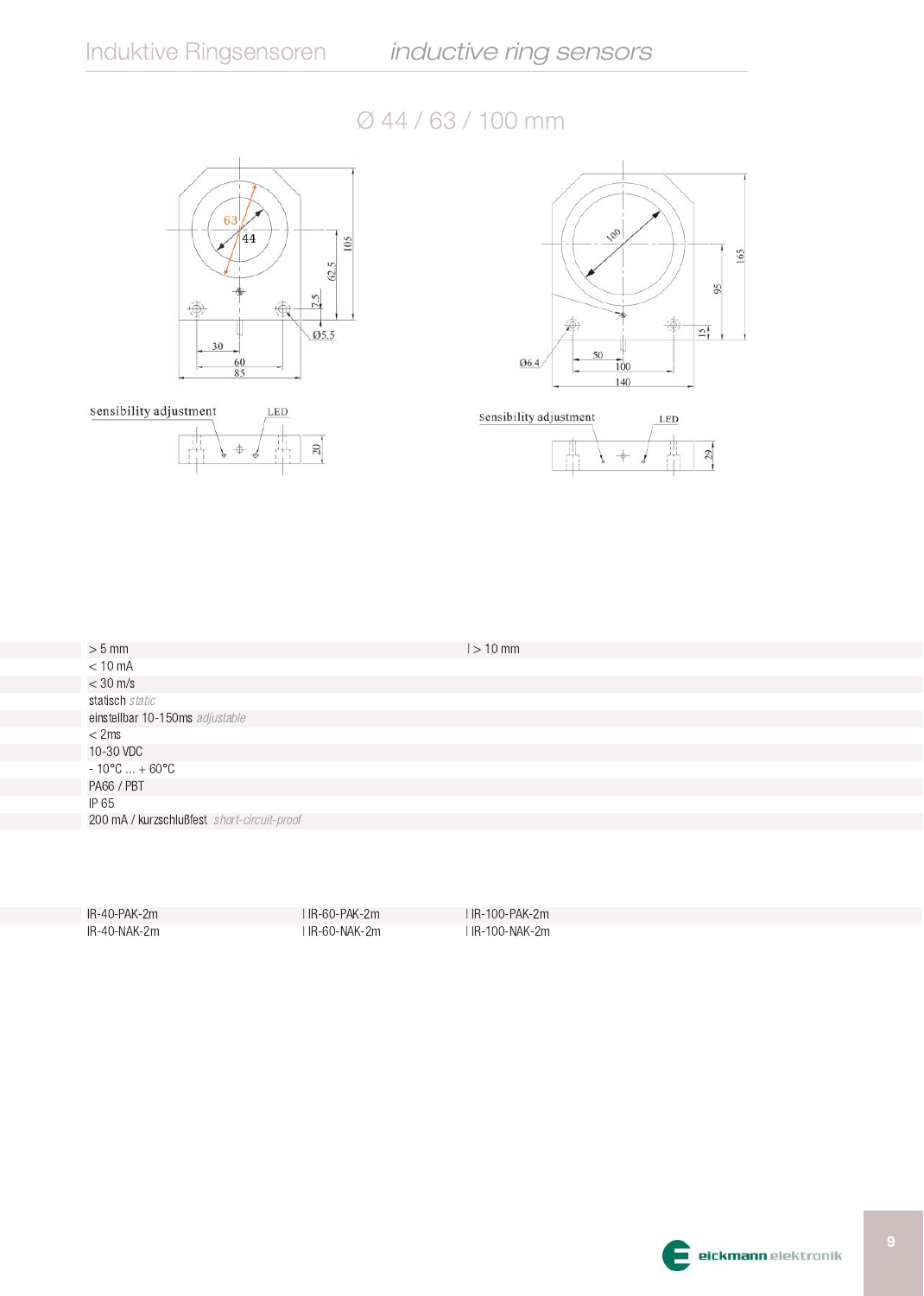# Induktive Ringsensoren *inductive ring sensors*

## Ø 44 / 63 / 100 mm

sensibility adjustment LED

sensibility adjustment LED

| | |
|---|---|
| > 5 mm | > 10 mm |
| < 10 mA | |
| < 30 m/s | |
| statisch *static* | |
| einstellbar 10-150ms *adjustable* | |
| < 2ms | |
| 10-30 VDC | |
| - 10°C ... + 60°C | |
| PA66 / PBT | |
| IP 65 | |
| 200 mA / kurzschlußfest *short-circuit-proof* | |

| | | |
|---|---|---|
| IR-40-PAK-2m | IR-60-PAK-2m | IR-100-PAK-2m |
| IR-40-NAK-2m | IR-60-NAK-2m | IR-100-NAK-2m |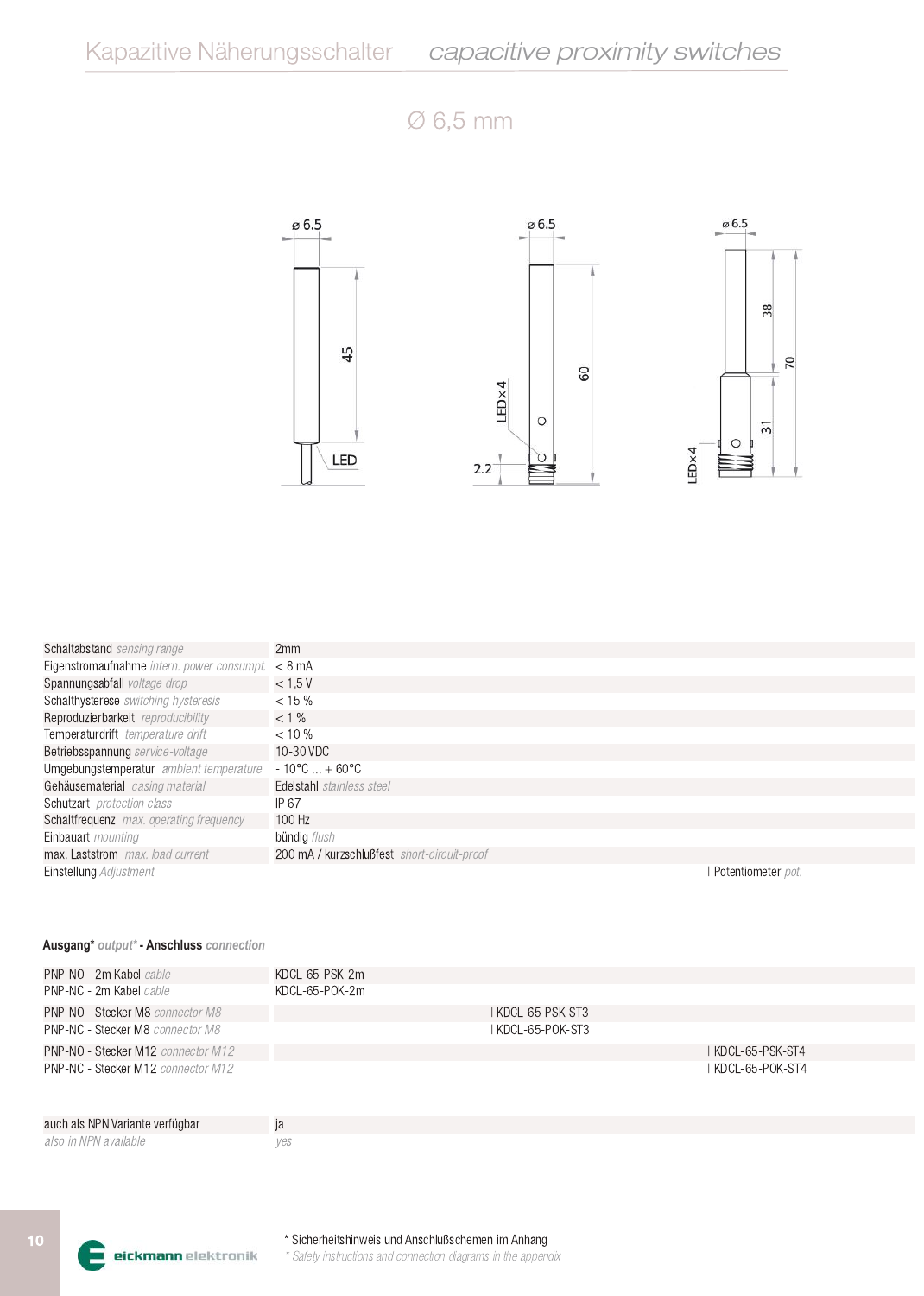# Ø 6,5 mm

| | |
|---|---|
| Schaltabstand *sensing range* | 2mm |
| Eigenstromaufnahme *intern. power consumpt.* | < 8 mA |
| Spannungsabfall *voltage drop* | < 1,5 V |
| Schalthysterese *switching hysteresis* | < 15 % |
| Reproduzierbarkeit *reproducibility* | < 1 % |
| Temperaturdrift *temperature drift* | < 10 % |
| Betriebsspannung *service-voltage* | 10-30 VDC |
| Umgebungstemperatur *ambient temperature* | - 10°C ... + 60°C |
| Gehäusematerial *casing material* | Edelstahl *stainless steel* |
| Schutzart *protection class* | IP 67 |
| Schaltfrequenz *max. operating frequency* | 100 Hz |
| Einbauart *mounting* | bündig *flush* |
| max. Laststrom *max. load current* | 200 mA / kurzschlußfest *short-circuit-proof* |
| Einstellung *Adjustment* | \| Potentiometer *pot.* |

**Ausgang*** *output** - **Anschluss** *connection*

| | | | |
|---|---|---|---|
| PNP-NO - 2m Kabel *cable* | KDCL-65-PSK-2m | | |
| PNP-NC - 2m Kabel *cable* | KDCL-65-POK-2m | | |
| PNP-NO - Stecker M8 *connector M8* | | KDCL-65-PSK-ST3 | |
| PNP-NC - Stecker M8 *connector M8* | | KDCL-65-POK-ST3 | |
| PNP-NO - Stecker M12 *connector M12* | | | KDCL-65-PSK-ST4 |
| PNP-NC - Stecker M12 *connector M12* | | | KDCL-65-POK-ST4 |

| | |
|---|---|
| auch als NPN Variante verfügbar | ja |
| *also in NPN available* | *yes* |

\* Sicherheitshinweis und Anschlußschemen im Anhang
*\* Safety instructions and connection diagrams in the appendix*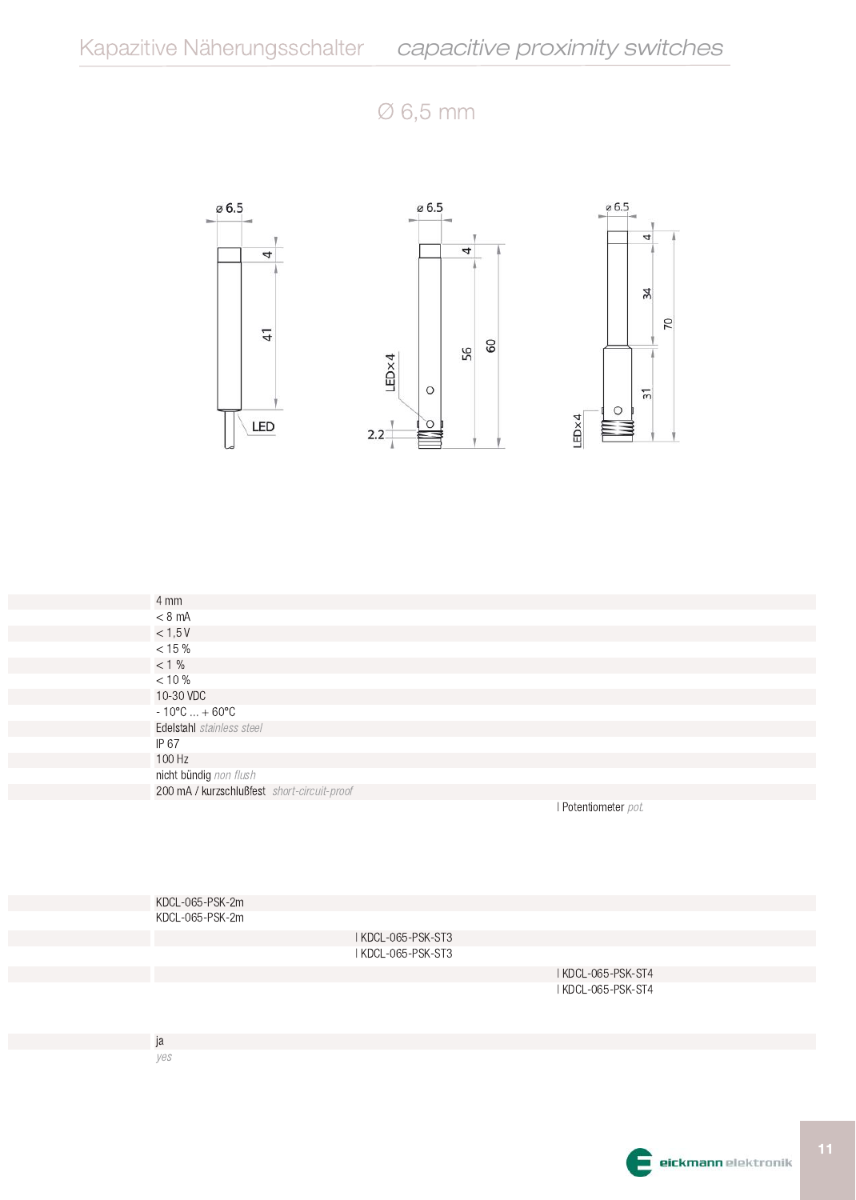# Ø 6,5 mm

| | |
|---|---|
| | 4 mm |
| | < 8 mA |
| | < 1,5 V |
| | < 15 % |
| | < 1 % |
| | < 10 % |
| | 10-30 VDC |
| | - 10°C ... + 60°C |
| | Edelstahl *stainless steel* |
| | IP 67 |
| | 100 Hz |
| | nicht bündig *non flush* |
| | 200 mA / kurzschlußfest *short-circuit-proof* |
| | \| Potentiometer *pot.* |

| | | | |
|---|---|---|---|
| | KDCL-065-PSK-2m | | |
| | KDCL-065-PSK-2m | | |
| | | \| KDCL-065-PSK-ST3 | |
| | | \| KDCL-065-PSK-ST3 | |
| | | | \| KDCL-065-PSK-ST4 |
| | | | \| KDCL-065-PSK-ST4 |

| | |
|---|---|
| | ja |
| | *yes* |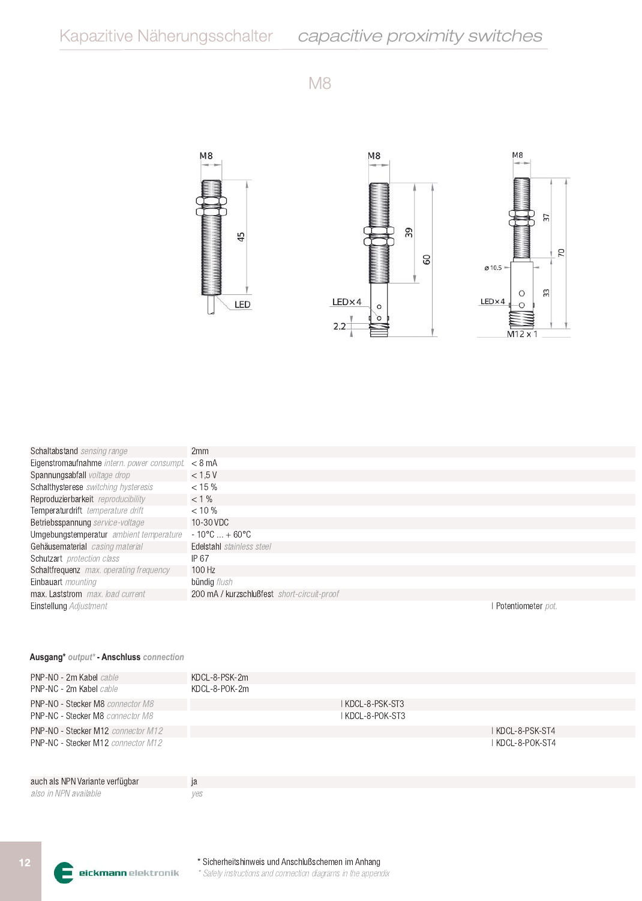# Kapazitive Näherungsschalter *capacitive proximity switches*

## M8

| | | | |
|---|---|---|---|
| Schaltabstand *sensing range* | 2mm | | |
| Eigenstromaufnahme *intern. power consumpt.* | < 8 mA | | |
| Spannungsabfall *voltage drop* | < 1,5 V | | |
| Schalthysterese *switching hysteresis* | < 15 % | | |
| Reproduzierbarkeit *reproducibility* | < 1 % | | |
| Temperaturdrift *temperature drift* | < 10 % | | |
| Betriebsspannung *service-voltage* | 10-30 VDC | | |
| Umgebungstemperatur *ambient temperature* | - 10°C ... + 60°C | | |
| Gehäusematerial *casing material* | Edelstahl *stainless steel* | | |
| Schutzart *protection class* | IP 67 | | |
| Schaltfrequenz *max. operating frequency* | 100 Hz | | |
| Einbauart *mounting* | bündig *flush* | | |
| max. Laststrom *max. load current* | 200 mA / kurzschlußfest *short-circuit-proof* | | |
| Einstellung *Adjustment* | | | Potentiometer *pot.* |

**Ausgang*** *output** **- Anschluss** *connection*

| | | | |
|---|---|---|---|
| PNP-NO - 2m Kabel *cable* | KDCL-8-PSK-2m | | |
| PNP-NC - 2m Kabel *cable* | KDCL-8-POK-2m | | |
| PNP-NO - Stecker M8 *connector M8* | | KDCL-8-PSK-ST3 | |
| PNP-NC - Stecker M8 *connector M8* | | KDCL-8-POK-ST3 | |
| PNP-NO - Stecker M12 *connector M12* | | | KDCL-8-PSK-ST4 |
| PNP-NC - Stecker M12 *connector M12* | | | KDCL-8-POK-ST4 |

| | |
|---|---|
| auch als NPN Variante verfügbar | ja |
| *also in NPN available* | *yes* |

\* Sicherheitshinweis und Anschlußschemen im Anhang
*\* Safety instructions and connection diagrams in the appendix*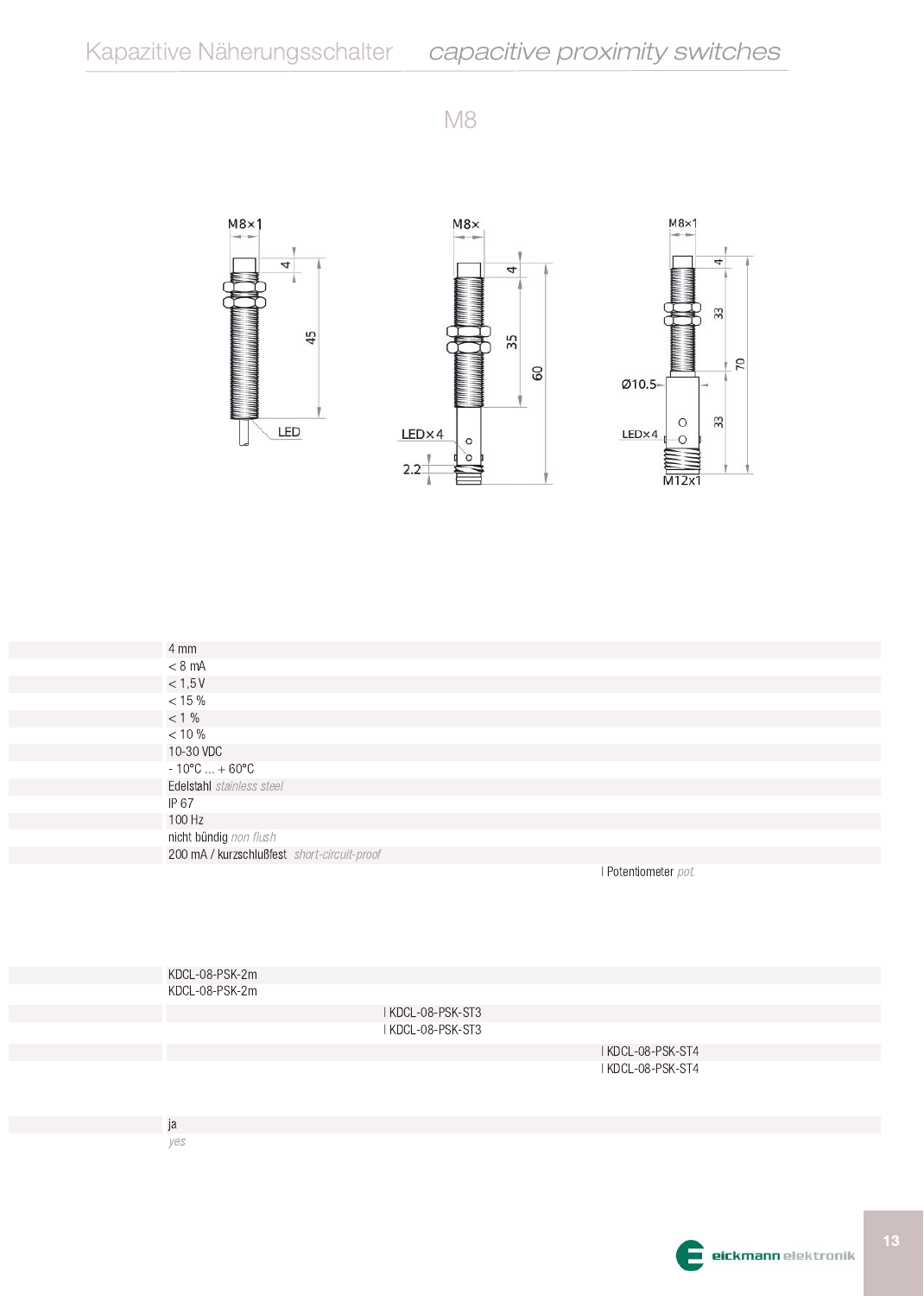# Kapazitive Näherungsschalter *capacitive proximity switches*

## M8

M8×1 | 4 | 45 | LED

M8× | 4 | 35 | 60 | LED×4 | 2.2

M8×1 | 4 | 33 | 70 | Ø10.5 | 33 | LED×4 | M12x1

| | | | |
|---|---|---|---|
| | 4 mm | | |
| | < 8 mA | | |
| | < 1,5 V | | |
| | < 15 % | | |
| | < 1 % | | |
| | < 10 % | | |
| | 10-30 VDC | | |
| | - 10°C ... + 60°C | | |
| | Edelstahl *stainless steel* | | |
| | IP 67 | | |
| | 100 Hz | | |
| | nicht bündig *non flush* | | |
| | 200 mA / kurzschlußfest *short-circuit-proof* | | |
| | | | Potentiometer *pot.* |

| | | | |
|---|---|---|---|
| | KDCL-08-PSK-2m | | |
| | KDCL-08-PSK-2m | | |
| | | KDCL-08-PSK-ST3 | |
| | | KDCL-08-PSK-ST3 | |
| | | | KDCL-08-PSK-ST4 |
| | | | KDCL-08-PSK-ST4 |

| | |
|---|---|
| | ja |
| | *yes* |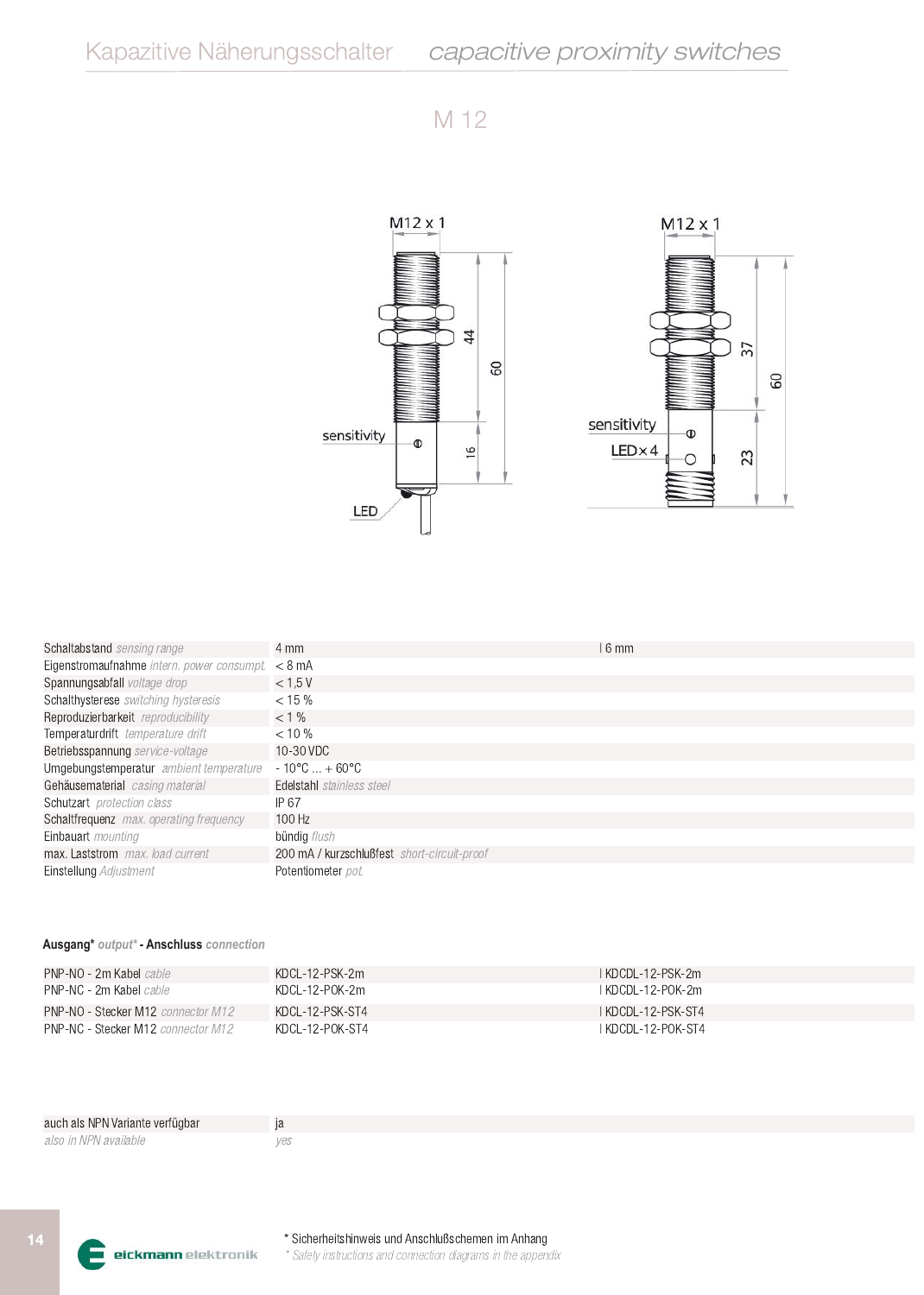# M 12

M12 x 1

44

60

16

sensitivity

LED

M12 x 1

37

60

23

sensitivity

LED x 4

| | | |
|---|---|---|
| Schaltabstand *sensing range* | 4 mm | 6 mm |
| Eigenstromaufnahme *intern. power consumpt.* | < 8 mA | |
| Spannungsabfall *voltage drop* | < 1,5 V | |
| Schalthysterese *switching hysteresis* | < 15 % | |
| Reproduzierbarkeit *reproducibility* | < 1 % | |
| Temperaturdrift *temperature drift* | < 10 % | |
| Betriebsspannung *service-voltage* | 10-30 VDC | |
| Umgebungstemperatur *ambient temperature* | - 10°C ... + 60°C | |
| Gehäusematerial *casing material* | Edelstahl *stainless steel* | |
| Schutzart *protection class* | IP 67 | |
| Schaltfrequenz *max. operating frequency* | 100 Hz | |
| Einbauart *mounting* | bündig *flush* | |
| max. Laststrom *max. load current* | 200 mA / kurzschlußfest *short-circuit-proof* | |
| Einstellung *Adjustment* | Potentiometer *pot.* | |

**Ausgang*** *output** - **Anschluss** *connection*

| | | |
|---|---|---|
| PNP-NO - 2m Kabel *cable* | KDCL-12-PSK-2m | KDCDL-12-PSK-2m |
| PNP-NC - 2m Kabel *cable* | KDCL-12-POK-2m | KDCDL-12-POK-2m |
| PNP-NO - Stecker M12 *connector M12* | KDCL-12-PSK-ST4 | KDCDL-12-PSK-ST4 |
| PNP-NC - Stecker M12 *connector M12* | KDCL-12-POK-ST4 | KDCDL-12-POK-ST4 |

| | |
|---|---|
| auch als NPN Variante verfügbar *also in NPN available* | ja *yes* |

eickmann elektronik

* Sicherheitshinweis und Anschlußschemen im Anhang
* *Safety instructions and connection diagrams in the appendix*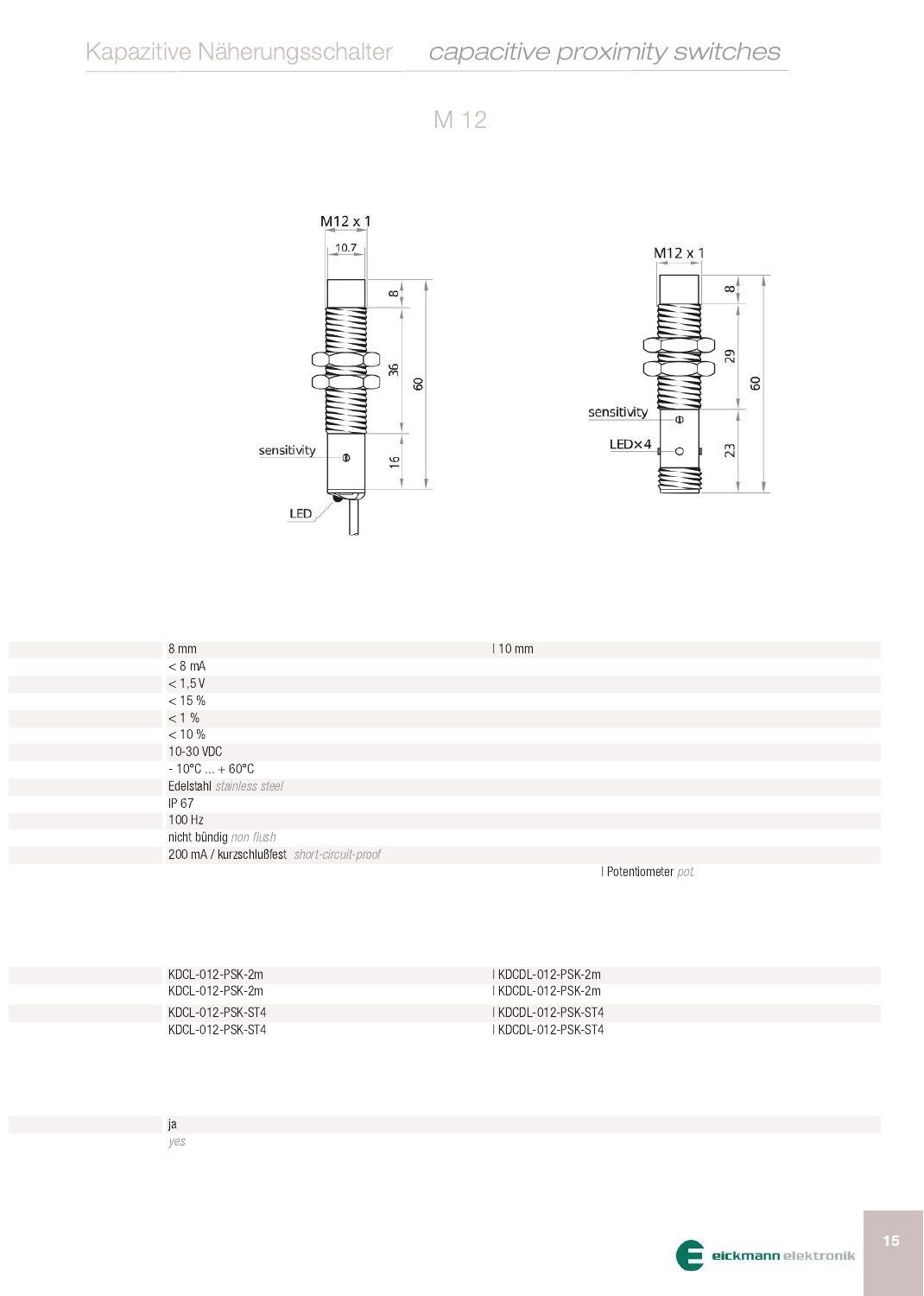# M 12

M12 x 1

10.7

8

36

60

16

sensitivity

LED

M12 x 1

8

29

60

sensitivity

LEDx4

23

| | | |
|---|---|---|
| | 8 mm | 10 mm |
| | < 8 mA | |
| | < 1,5 V | |
| | < 15 % | |
| | < 1 % | |
| | < 10 % | |
| | 10-30 VDC | |
| | - 10°C ... + 60°C | |
| | Edelstahl *stainless steel* | |
| | IP 67 | |
| | 100 Hz | |
| | nicht bündig *non flush* | |
| | 200 mA / kurzschlußfest *short-circuit-proof* | |
| | | Potentiometer *pot.* |

| | | |
|---|---|---|
| | KDCL-012-PSK-2m | KDCDL-012-PSK-2m |
| | KDCL-012-PSK-2m | KDCDL-012-PSK-2m |
| | KDCL-012-PSK-ST4 | KDCDL-012-PSK-ST4 |
| | KDCL-012-PSK-ST4 | KDCDL-012-PSK-ST4 |

| | |
|---|---|
| | ja |
| | *yes* |

eickmann elektronik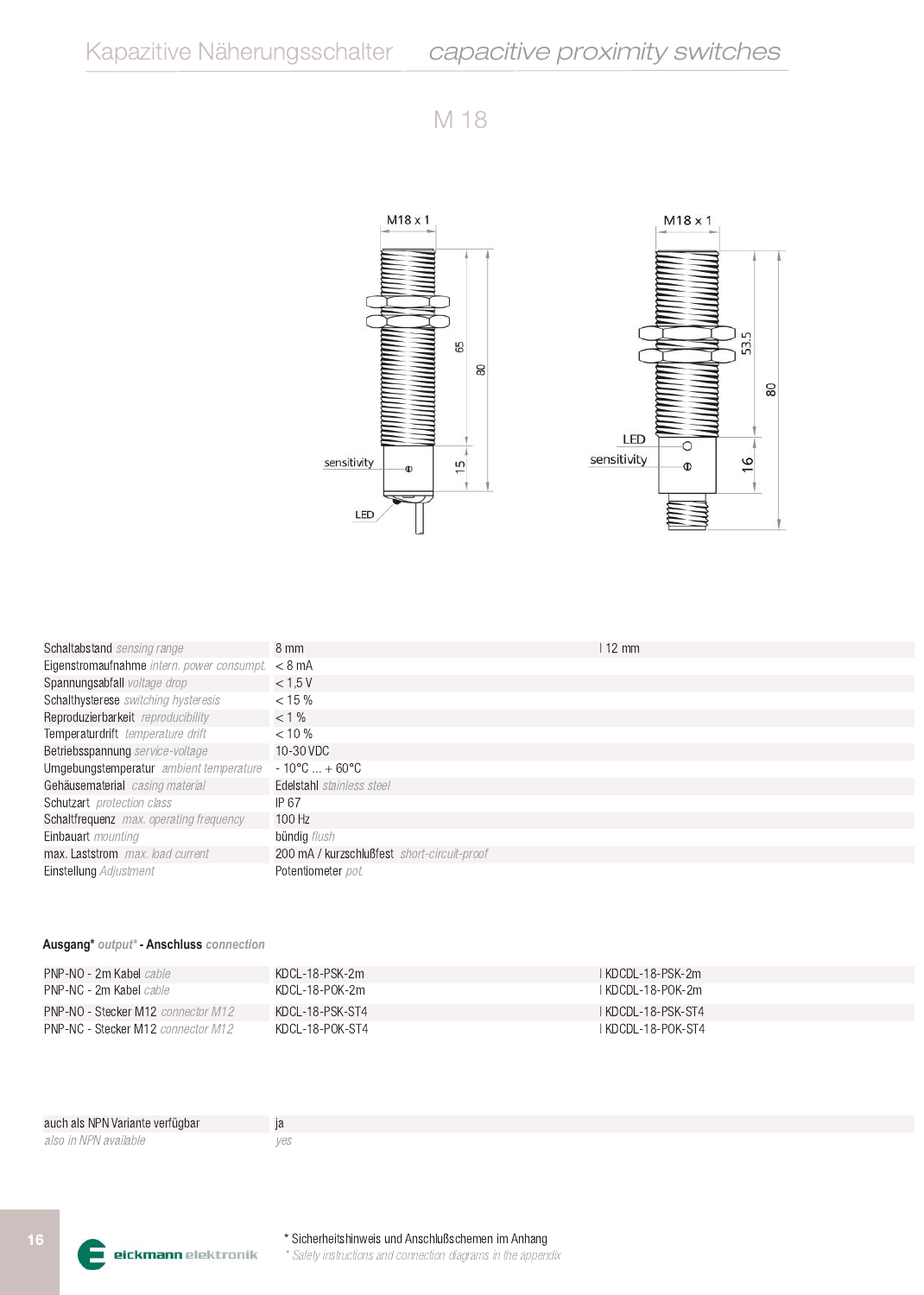# Kapazitive Näherungsschalter *capacitive proximity switches*

## M 18

M18 x 1

sensitivity

LED

65

80

15

M18 x 1

LED

sensitivity

53,5

80

16

| | | |
|---|---|---|
| Schaltabstand *sensing range* | 8 mm | 12 mm |
| Eigenstromaufnahme *intern. power consumpt.* | < 8 mA | |
| Spannungsabfall *voltage drop* | < 1,5 V | |
| Schalthysterese *switching hysteresis* | < 15 % | |
| Reproduzierbarkeit *reproducibility* | < 1 % | |
| Temperaturdrift *temperature drift* | < 10 % | |
| Betriebsspannung *service-voltage* | 10-30 VDC | |
| Umgebungstemperatur *ambient temperature* | - 10°C ... + 60°C | |
| Gehäusematerial *casing material* | Edelstahl *stainless steel* | |
| Schutzart *protection class* | IP 67 | |
| Schaltfrequenz *max. operating frequency* | 100 Hz | |
| Einbauart *mounting* | bündig *flush* | |
| max. Laststrom *max. load current* | 200 mA / kurzschlußfest *short-circuit-proof* | |
| Einstellung *Adjustment* | Potentiometer *pot.* | |

**Ausgang*** *output** - **Anschluss** *connection*

| | | |
|---|---|---|
| PNP-NO - 2m Kabel *cable* | KDCL-18-PSK-2m | KDCDL-18-PSK-2m |
| PNP-NC - 2m Kabel *cable* | KDCL-18-POK-2m | KDCDL-18-POK-2m |
| PNP-NO - Stecker M12 *connector M12* | KDCL-18-PSK-ST4 | KDCDL-18-PSK-ST4 |
| PNP-NC - Stecker M12 *connector M12* | KDCL-18-POK-ST4 | KDCDL-18-POK-ST4 |

| | |
|---|---|
| auch als NPN Variante verfügbar *also in NPN available* | ja *yes* |

eickmann elektronik

* Sicherheitshinweis und Anschlußschemen im Anhang
*\* Safety instructions and connection diagrams in the appendix*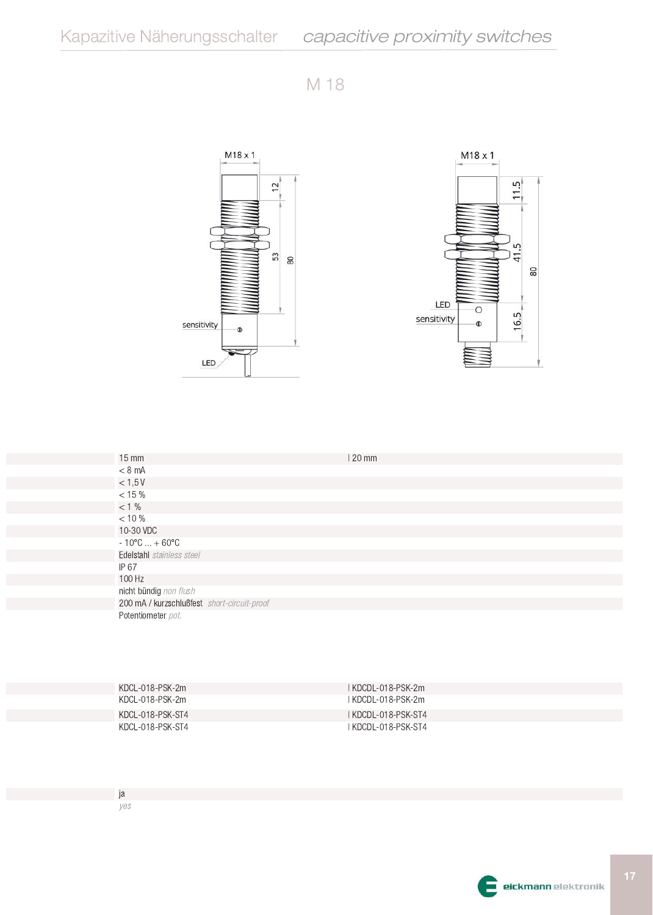# M 18

M18 x 1

12

53

80

sensitivity

LED

M18 x 1

11.5

41.5

80

LED

sensitivity

16.5

| | | |
|---|---|---|
| | 15 mm | 20 mm |
| | < 8 mA | |
| | < 1,5 V | |
| | < 15 % | |
| | < 1 % | |
| | < 10 % | |
| | 10-30 VDC | |
| | - 10°C ... + 60°C | |
| | Edelstahl *stainless steel* | |
| | IP 67 | |
| | 100 Hz | |
| | nicht bündig *non flush* | |
| | 200 mA / kurzschlußfest *short-circuit-proof* | |
| | Potentiometer *pot.* | |

| | | |
|---|---|---|
| | KDCL-018-PSK-2m | KDCDL-018-PSK-2m |
| | KDCL-018-PSK-2m | KDCDL-018-PSK-2m |
| | KDCL-018-PSK-ST4 | KDCDL-018-PSK-ST4 |
| | KDCL-018-PSK-ST4 | KDCDL-018-PSK-ST4 |

| | |
|---|---|
| | ja |
| | *yes* |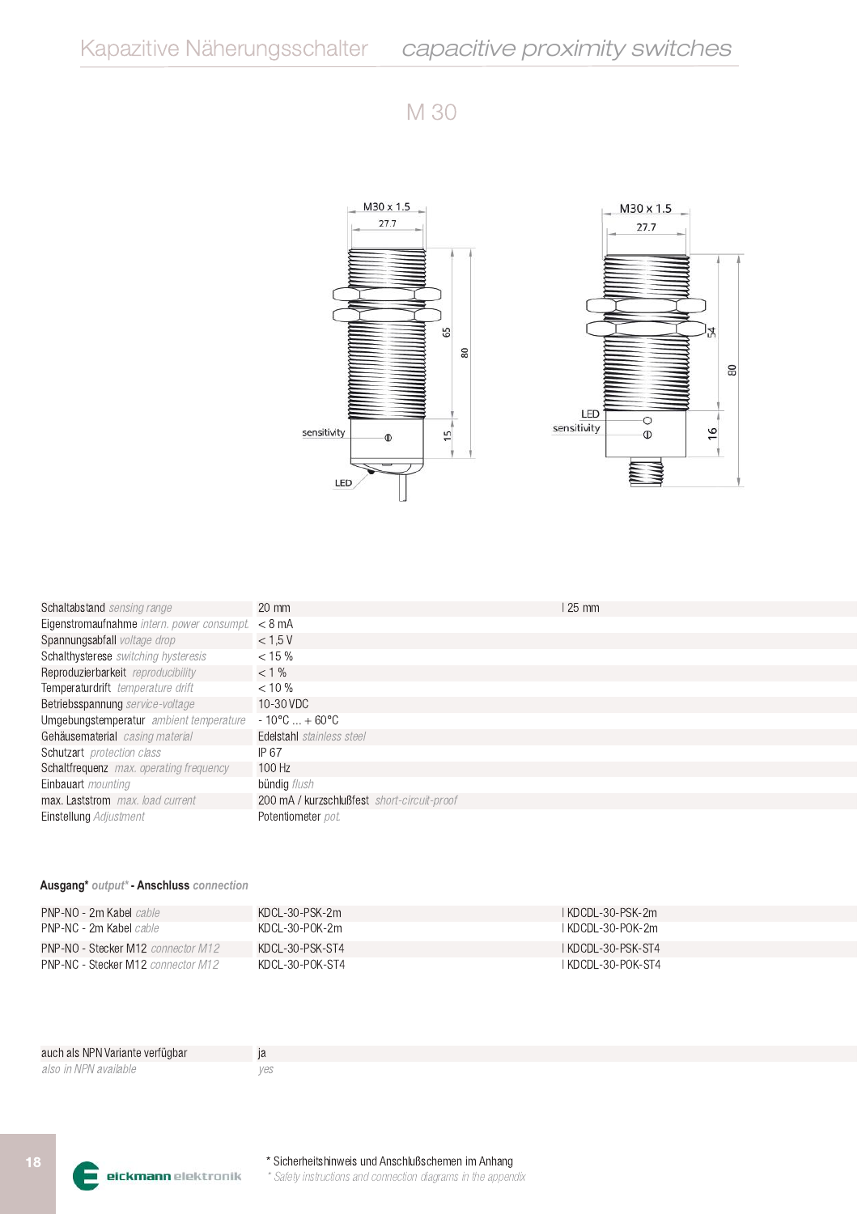# M 30

| | | |
|---|---|---|
| Schaltabstand *sensing range* | 20 mm | 25 mm |
| Eigenstromaufnahme *intern. power consumpt.* | < 8 mA | |
| Spannungsabfall *voltage drop* | < 1,5 V | |
| Schalthysterese *switching hysteresis* | < 15 % | |
| Reproduzierbarkeit *reproducibility* | < 1 % | |
| Temperaturdrift *temperature drift* | < 10 % | |
| Betriebsspannung *service-voltage* | 10-30 VDC | |
| Umgebungstemperatur *ambient temperature* | - 10°C ... + 60°C | |
| Gehäusematerial *casing material* | Edelstahl *stainless steel* | |
| Schutzart *protection class* | IP 67 | |
| Schaltfrequenz *max. operating frequency* | 100 Hz | |
| Einbauart *mounting* | bündig *flush* | |
| max. Laststrom *max. load current* | 200 mA / kurzschlußfest *short-circuit-proof* | |
| Einstellung *Adjustment* | Potentiometer *pot.* | |

**Ausgang*** *output** **- Anschluss** *connection*

| | | |
|---|---|---|
| PNP-NO - 2m Kabel *cable* | KDCL-30-PSK-2m | KDCDL-30-PSK-2m |
| PNP-NC - 2m Kabel *cable* | KDCL-30-POK-2m | KDCDL-30-POK-2m |
| PNP-NO - Stecker M12 *connector M12* | KDCL-30-PSK-ST4 | KDCDL-30-PSK-ST4 |
| PNP-NC - Stecker M12 *connector M12* | KDCL-30-POK-ST4 | KDCDL-30-POK-ST4 |

| | |
|---|---|
| auch als NPN Variante verfügbar | ja |
| *also in NPN available* | *yes* |

\* Sicherheitshinweis und Anschlußschemen im Anhang
*\* Safety instructions and connection diagrams in the appendix*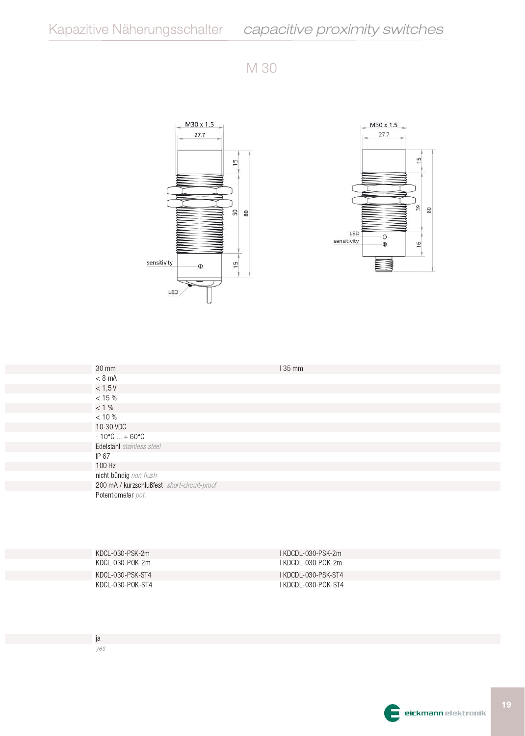# M 30

M30 x 1.5

27.7

15

50

80

15

sensitivity

LED

M30 x 1.5

27.7

15

39

80

16

LED

sensitivity

| | | |
|---|---|---|
| | 30 mm | 35 mm |
| | < 8 mA | |
| | < 1,5 V | |
| | < 15 % | |
| | < 1 % | |
| | < 10 % | |
| | 10-30 VDC | |
| | - 10°C ... + 60°C | |
| | Edelstahl *stainless steel* | |
| | IP 67 | |
| | 100 Hz | |
| | nicht bündig *non flush* | |
| | 200 mA / kurzschlußfest *short-circuit-proof* | |
| | Potentiometer *pot.* | |

| | | |
|---|---|---|
| | KDCL-030-PSK-2m | KDCDL-030-PSK-2m |
| | KDCL-030-POK-2m | KDCDL-030-POK-2m |
| | KDCL-030-PSK-ST4 | KDCDL-030-PSK-ST4 |
| | KDCL-030-POK-ST4 | KDCDL-030-POK-ST4 |

| | |
|---|---|
| | ja |
| | *yes* |

eickmann elektronik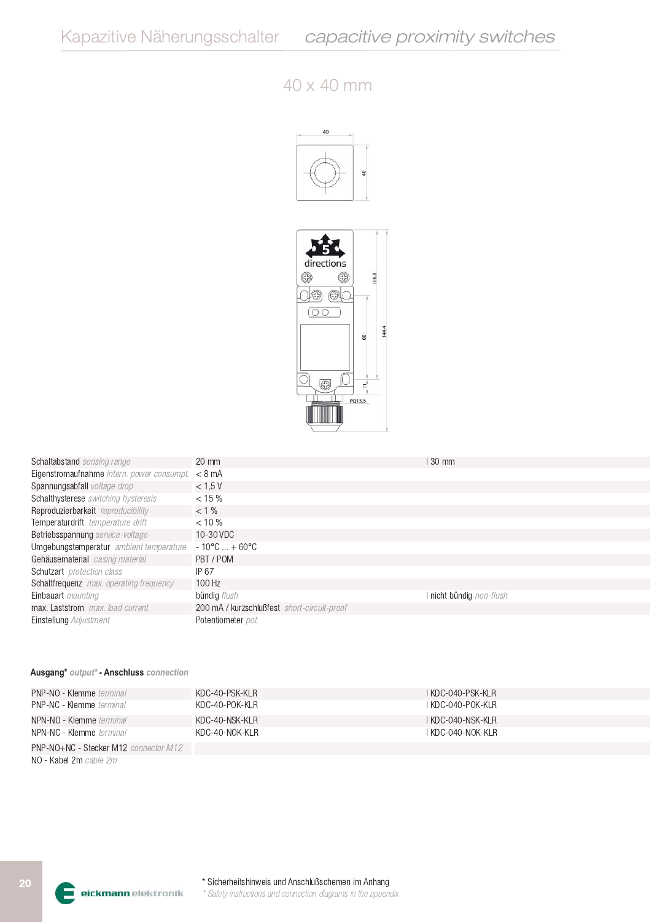# Kapazitive Näherungsschalter *capacitive proximity switches*

## 40 x 40 mm

| | | |
|---|---|---|
| Schaltabstand *sensing range* | 20 mm | 30 mm |
| Eigenstromaufnahme *intern. power consumpt.* | < 8 mA | |
| Spannungsabfall *voltage drop* | < 1,5 V | |
| Schalthysterese *switching hysteresis* | < 15 % | |
| Reproduzierbarkeit *reproducibility* | < 1 % | |
| Temperaturdrift *temperature drift* | < 10 % | |
| Betriebsspannung *service-voltage* | 10-30 VDC | |
| Umgebungstemperatur *ambient temperature* | - 10°C ... + 60°C | |
| Gehäusematerial *casing material* | PBT / POM | |
| Schutzart *protection class* | IP 67 | |
| Schaltfrequenz *max. operating frequency* | 100 Hz | |
| Einbauart *mounting* | bündig *flush* | nicht bündig *non-flush* |
| max. Laststrom *max. load current* | 200 mA / kurzschlußfest *short-circuit-proof* | |
| Einstellung *Adjustment* | Potentiometer *pot.* | |

**Ausgang*** *output** - **Anschluss** *connection*

| | | |
|---|---|---|
| PNP-NO - Klemme *terminal* | KDC-40-PSK-KLR | KDC-040-PSK-KLR |
| PNP-NC - Klemme *terminal* | KDC-40-POK-KLR | KDC-040-POK-KLR |
| NPN-NO - Klemme *terminal* | KDC-40-NSK-KLR | KDC-040-NSK-KLR |
| NPN-NC - Klemme *terminal* | KDC-40-NOK-KLR | KDC-040-NOK-KLR |
| PNP-NO+NC - Stecker M12 *connector M12* | | |
| NO - Kabel 2m *cable 2m* | | |

\* Sicherheitshinweis und Anschlußschemen im Anhang
*\* Safety instructions and connection diagrams in the appendix*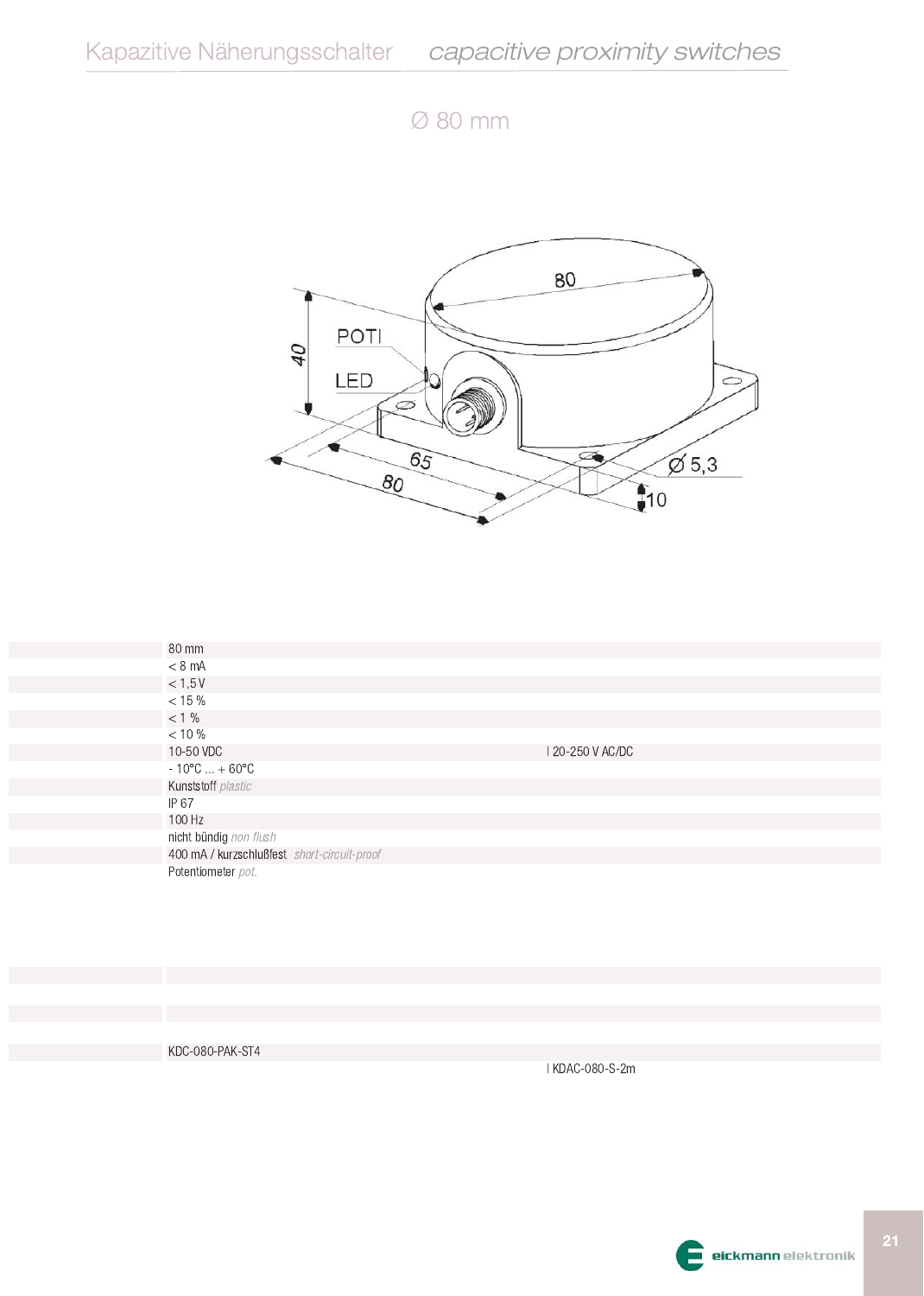Kapazitive Näherungsschalter *capacitive proximity switches*

## Ø 80 mm

POTI

LED

80

40

65

80

Ø 5,3

10

| | | |
|---|---|---|
| | 80 mm | |
| | < 8 mA | |
| | < 1,5 V | |
| | < 15 % | |
| | < 1 % | |
| | < 10 % | |
| | 10-50 VDC | I 20-250 V AC/DC |
| | - 10°C ... + 60°C | |
| | Kunststoff *plastic* | |
| | IP 67 | |
| | 100 Hz | |
| | nicht bündig *non flush* | |
| | 400 mA / kurzschlußfest *short-circuit-proof* | |
| | Potentiometer *pot.* | |

| | | |
|---|---|---|
| | | |
| | | |
| | | |
| | | |
| | KDC-080-PAK-ST4 | |
| | | I KDAC-080-S-2m |

eickmann elektronik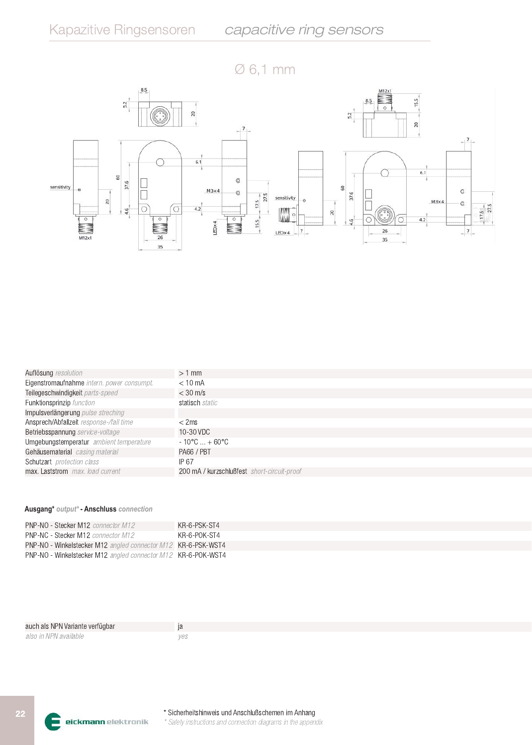# Kapazitive Ringsensoren *capacitive ring sensors*

## Ø 6,1 mm

| | |
|---|---|
| Auflösung *resolution* | > 1 mm |
| Eigenstromaufnahme *intern. power consumpt.* | < 10 mA |
| Teilegeschwindigkeit *parts-speed* | < 30 m/s |
| Funktionsprinzip *function* | statisch *static* |
| Impulsverlängerung *pulse streching* | |
| Ansprech/Abfallzeit *response-/fall time* | < 2ms |
| Betriebsspannung *service-voltage* | 10-30 VDC |
| Umgebungstemperatur *ambient temperature* | - 10°C ... + 60°C |
| Gehäusematerial *casing material* | PA66 / PBT |
| Schutzart *protection class* | IP 67 |
| max. Laststrom *max. load current* | 200 mA / kurzschlußfest *short-circuit-proof* |

**Ausgang*** *output** **- Anschluss** *connection*

| | |
|---|---|
| PNP-NO - Stecker M12 *connector M12* | KR-6-PSK-ST4 |
| PNP-NC - Stecker M12 *connector M12* | KR-6-POK-ST4 |
| PNP-NO - Winkelstecker M12 *angled connector M12* | KR-6-PSK-WST4 |
| PNP-NO - Winkelstecker M12 *angled connector M12* | KR-6-POK-WST4 |

| | |
|---|---|
| auch als NPN Variante verfügbar | ja |
| *also in NPN available* | *yes* |

\* Sicherheitshinweis und Anschlußschemen im Anhang
*\* Safety instructions and connection diagrams in the appendix*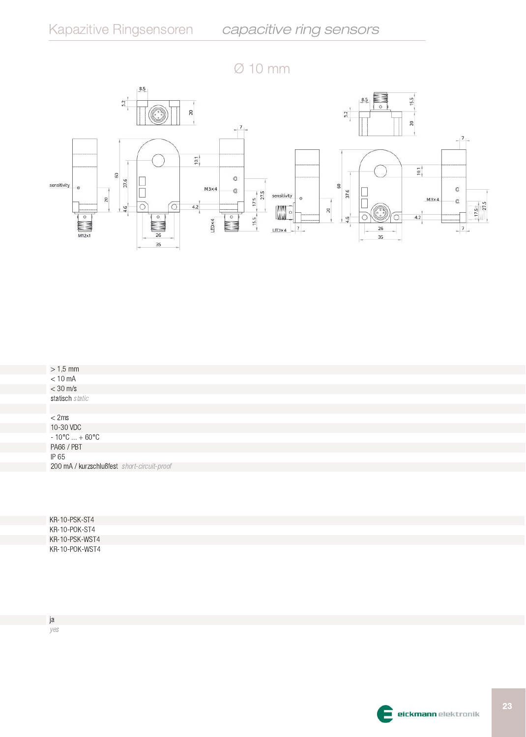## Ø 10 mm

| |
|---|
| > 1,5 mm |
| < 10 mA |
| < 30 m/s |
| statisch *static* |
| |
| < 2ms |
| 10-30 VDC |
| - 10°C ... + 60°C |
| PA66 / PBT |
| IP 65 |
| 200 mA / kurzschlußfest *short-circuit-proof* |

| |
|---|
| KR-10-PSK-ST4 |
| KR-10-POK-ST4 |
| KR-10-PSK-WST4 |
| KR-10-POK-WST4 |

| |
|---|
| ja |
| *yes* |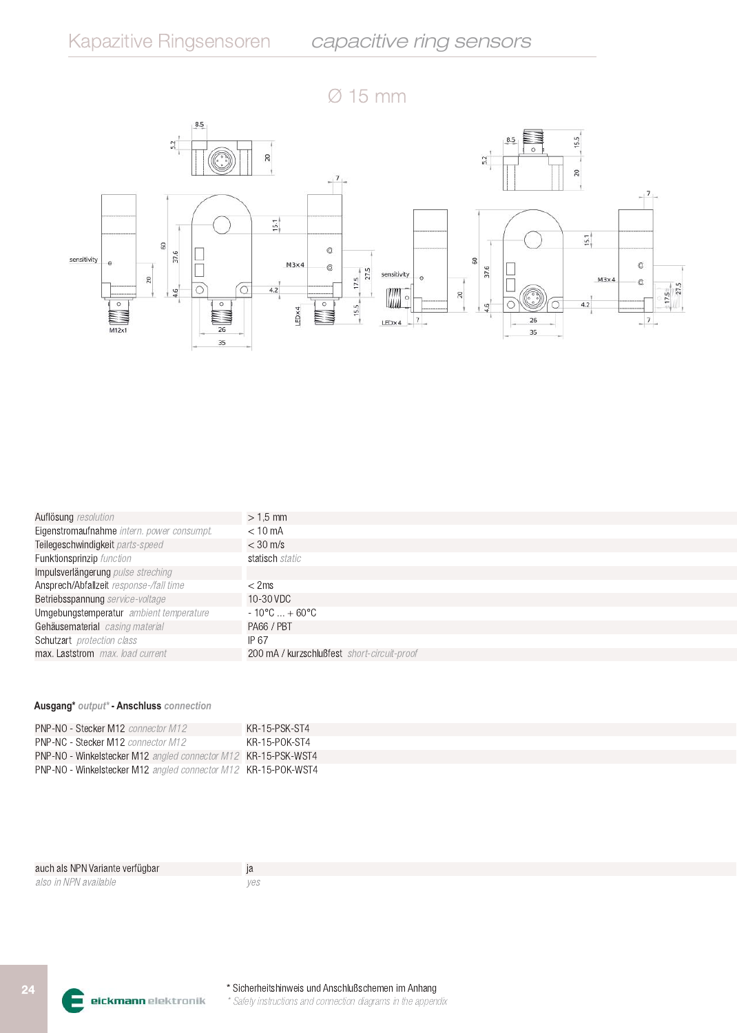# Kapazitive Ringsensoren *capacitive ring sensors*

## Ø 15 mm

| | |
|---|---|
| Auflösung *resolution* | > 1,5 mm |
| Eigenstromaufnahme *intern. power consumpt.* | < 10 mA |
| Teilegeschwindigkeit *parts-speed* | < 30 m/s |
| Funktionsprinzip *function* | statisch *static* |
| Impulsverlängerung *pulse streching* | |
| Ansprech/Abfallzeit *response-/fall time* | < 2ms |
| Betriebsspannung *service-voltage* | 10-30 VDC |
| Umgebungstemperatur *ambient temperature* | - 10°C ... + 60°C |
| Gehäusematerial *casing material* | PA66 / PBT |
| Schutzart *protection class* | IP 67 |
| max. Laststrom *max. load current* | 200 mA / kurzschlußfest *short-circuit-proof* |

**Ausgang*** *output** **- Anschluss** *connection*

| | |
|---|---|
| PNP-NO - Stecker M12 *connector M12* | KR-15-PSK-ST4 |
| PNP-NC - Stecker M12 *connector M12* | KR-15-POK-ST4 |
| PNP-NO - Winkelstecker M12 *angled connector M12* | KR-15-PSK-WST4 |
| PNP-NO - Winkelstecker M12 *angled connector M12* | KR-15-POK-WST4 |

| | |
|---|---|
| auch als NPN Variante verfügbar | ja |
| *also in NPN available* | *yes* |

eickmann elektronik

\* Sicherheitshinweis und Anschlußschemen im Anhang
*\* Safety instructions and connection diagrams in the appendix*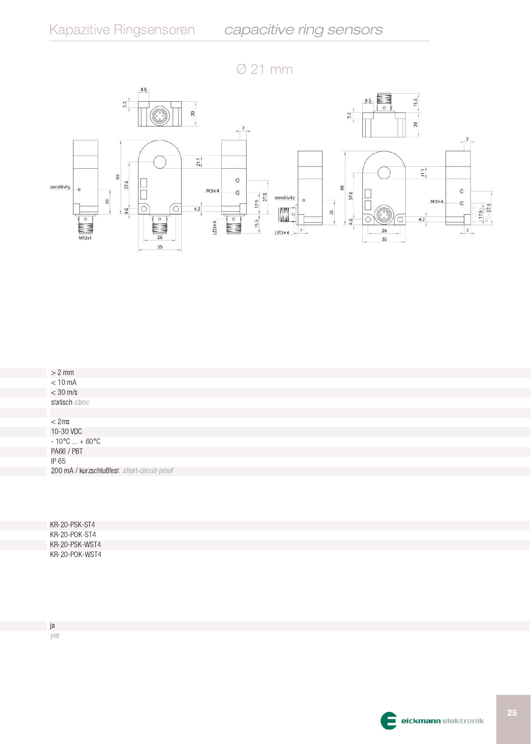# Kapazitive Ringsensoren *capacitive ring sensors*

## Ø 21 mm

sensitivity

M12x1

M3x4

LEDx4

| |
|---|
| > 2 mm |
| < 10 mA |
| < 30 m/s |
| statisch *static* |
| |
| < 2ms |
| 10-30 VDC |
| - 10°C ... + 60°C |
| PA66 / PBT |
| IP 65 |
| 200 mA / kurzschlußfest *short-circuit-proof* |

| |
|---|
| KR-20-PSK-ST4 |
| KR-20-POK-ST4 |
| KR-20-PSK-WST4 |
| KR-20-POK-WST4 |

| |
|---|
| ja |
| *yes* |

eickmann elektronik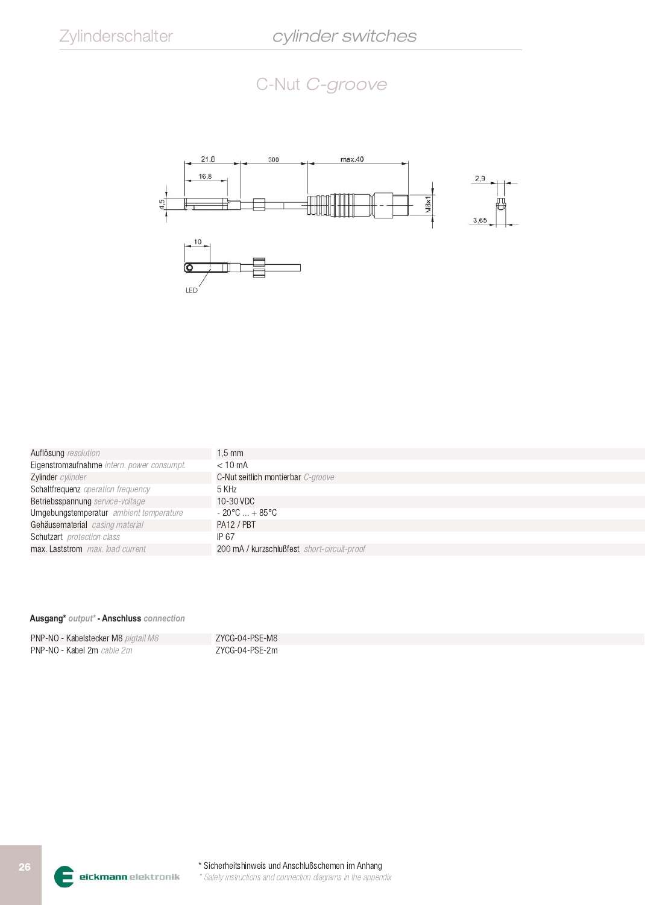## C-Nut *C-groove*

| | |
|---|---|
| Auflösung *resolution* | 1,5 mm |
| Eigenstromaufnahme *intern. power consumpt.* | < 10 mA |
| Zylinder *cylinder* | C-Nut seitlich montierbar *C-groove* |
| Schaltfrequenz *operation frequency* | 5 KHz |
| Betriebsspannung *service-voltage* | 10-30 VDC |
| Umgebungstemperatur *ambient temperature* | - 20°C ... + 85°C |
| Gehäusematerial *casing material* | PA12 / PBT |
| Schutzart *protection class* | IP 67 |
| max. Laststrom *max. load current* | 200 mA / kurzschlußfest *short-circuit-proof* |

**Ausgang*** *output** - **Anschluss** *connection*

| | |
|---|---|
| PNP-NO - Kabelstecker M8 *pigtail M8* | ZYCG-04-PSE-M8 |
| PNP-NO - Kabel 2m *cable 2m* | ZYCG-04-PSE-2m |

\* Sicherheitshinweis und Anschlußschemen im Anhang
*\* Safety instructions and connection diagrams in the appendix*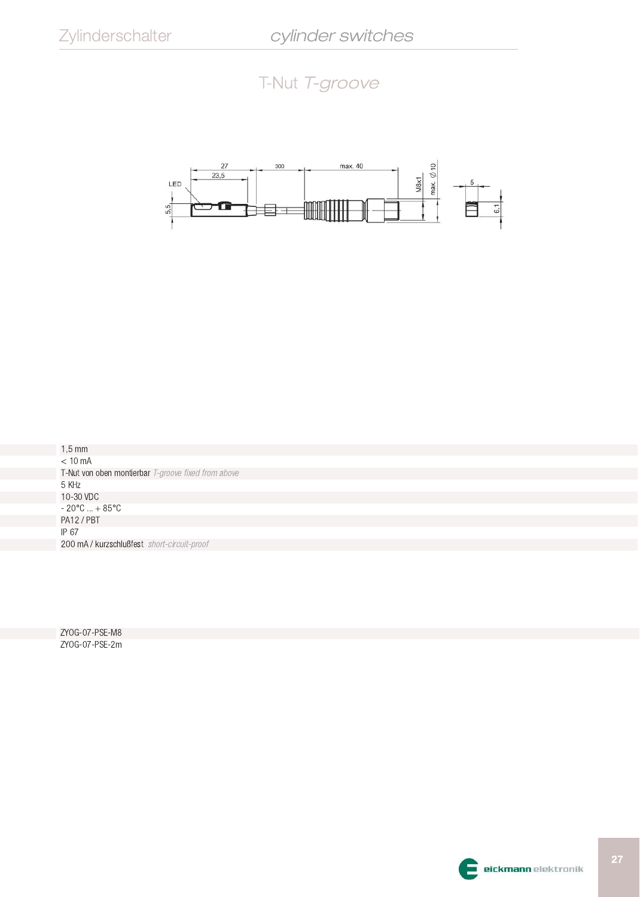## T-Nut *T-groove*

| |
|---|
| 1,5 mm |
| < 10 mA |
| T-Nut von oben montierbar *T-groove fixed from above* |
| 5 KHz |
| 10-30 VDC |
| - 20°C ... + 85°C |
| PA12 / PBT |
| IP 67 |
| 200 mA / kurzschlußfest *short-circuit-proof* |

| |
|---|
| ZYOG-07-PSE-M8 |
| ZYOG-07-PSE-2m |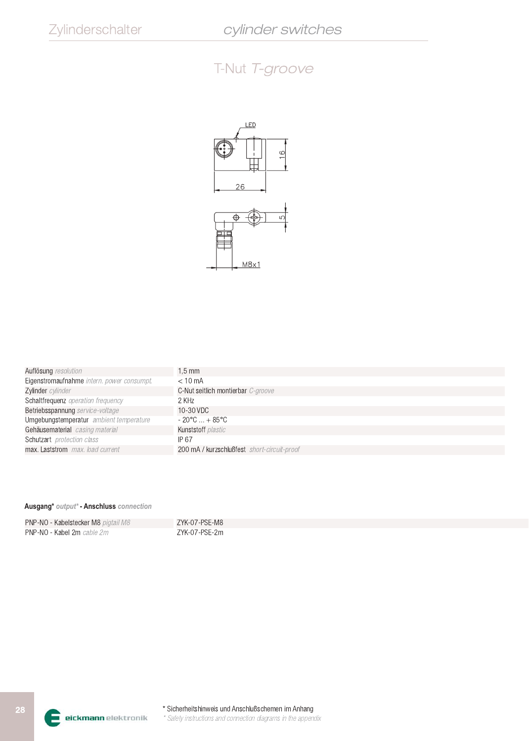## T-Nut *T-groove*

| | |
|---|---|
| Auflösung *resolution* | 1,5 mm |
| Eigenstromaufnahme *intern. power consumpt.* | < 10 mA |
| Zylinder *cylinder* | C-Nut seitlich montierbar *C-groove* |
| Schaltfrequenz *operation frequency* | 2 KHz |
| Betriebsspannung *service-voltage* | 10-30 VDC |
| Umgebungstemperatur *ambient temperature* | - 20°C ... + 85°C |
| Gehäusematerial *casing material* | Kunststoff *plastic* |
| Schutzart *protection class* | IP 67 |
| max. Laststrom *max. load current* | 200 mA / kurzschlußfest *short-circuit-proof* |

**Ausgang*** *output** - **Anschluss** *connection*

| | |
|---|---|
| PNP-NO - Kabelstecker M8 *pigtail M8* | ZYK-07-PSE-M8 |
| PNP-NO - Kabel 2m *cable 2m* | ZYK-07-PSE-2m |

\* Sicherheitshinweis und Anschlußschemen im Anhang
*\* Safety instructions and connection diagrams in the appendix*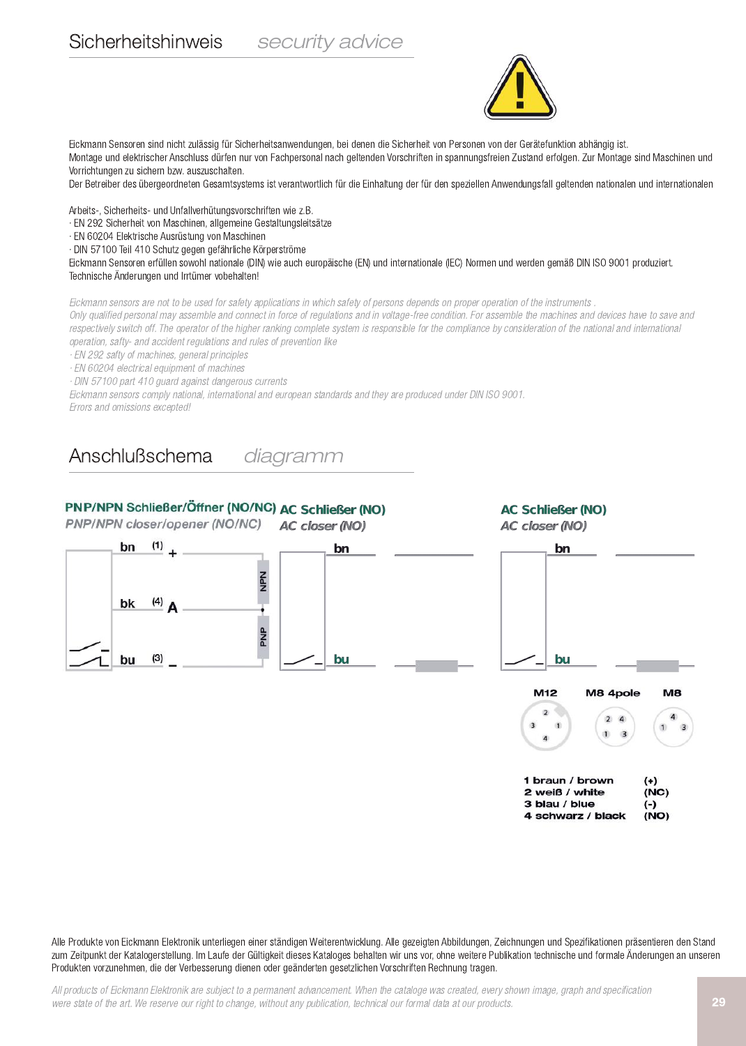## Sicherheitshinweis *security advice*

Eickmann Sensoren sind nicht zulässig für Sicherheitsanwendungen, bei denen die Sicherheit von Personen von der Gerätefunktion abhängig ist.
Montage und elektrischer Anschluss dürfen nur von Fachpersonal nach geltenden Vorschriften in spannungsfreien Zustand erfolgen. Zur Montage sind Maschinen und Vorrichtungen zu sichern bzw. auszuschalten.
Der Betreiber des übergeordneten Gesamtsystems ist verantwortlich für die Einhaltung der für den speziellen Anwendungsfall geltenden nationalen und internationalen

Arbeits-, Sicherheits- und Unfallverhütungsvorschriften wie z.B.
· EN 292 Sicherheit von Maschinen, allgemeine Gestaltungsleitsätze
· EN 60204 Elektrische Ausrüstung von Maschinen
· DIN 57100 Teil 410 Schutz gegen gefährliche Körperströme
Eickmann Sensoren erfüllen sowohl nationale (DIN) wie auch europäische (EN) und internationale (IEC) Normen und werden gemäß DIN ISO 9001 produziert.
Technische Änderungen und Irrtümer vobehalten!

*Eickmann sensors are not to be used for safety applications in which safety of persons depends on proper operation of the instruments .*
*Only qualified personal may assemble and connect in force of regulations and in voltage-free condition. For assemble the machines and devices have to save and respectively switch off. The operator of the higher ranking complete system is responsible for the compliance by consideration of the national and international operation, safty- and accident regulations and rules of prevention like*
*· EN 292 safty of machines, general principles*
*· EN 60204 electrical equipment of machines*
*· DIN 57100 part 410 guard against dangerous currents*
*Eickmann sensors comply national, international and european standards and they are produced under DIN ISO 9001.*
*Errors and omissions excepted!*

## Anschlußschema *diagramm*

**PNP/NPN Schließer/Öffner (NO/NC)**
*PNP/NPN closer/opener (NO/NC)*

bn (1) +
bk (4) A
bu (3) –
NPN / PNP

**AC Schließer (NO)**
*AC closer (NO)*

bn
bu

**AC Schließer (NO)**
*AC closer (NO)*

bn
bu

M12 | M8 4pole | M8

| | |
|---|---|
| **1 braun / brown** | **(+)** |
| **2 weiß / white** | **(NC)** |
| **3 blau / blue** | **(-)** |
| **4 schwarz / black** | **(NO)** |

Alle Produkte von Eickmann Elektronik unterliegen einer ständigen Weiterentwicklung. Alle gezeigten Abbildungen, Zeichnungen und Spezifikationen präsentieren den Stand zum Zeitpunkt der Katalogerstellung. Im Laufe der Gültigkeit dieses Kataloges behalten wir uns vor, ohne weitere Publikation technische und formale Änderungen an unseren Produkten vorzunehmen, die der Verbesserung dienen oder geänderten gesetzlichen Vorschriften Rechnung tragen.

*All products of Eickmann Elektronik are subject to a permanent advancement. When the catalog was created, every shown image, graph and specification were state of the art. We reserve our right to change, without any publication, technical our formal data at our products.*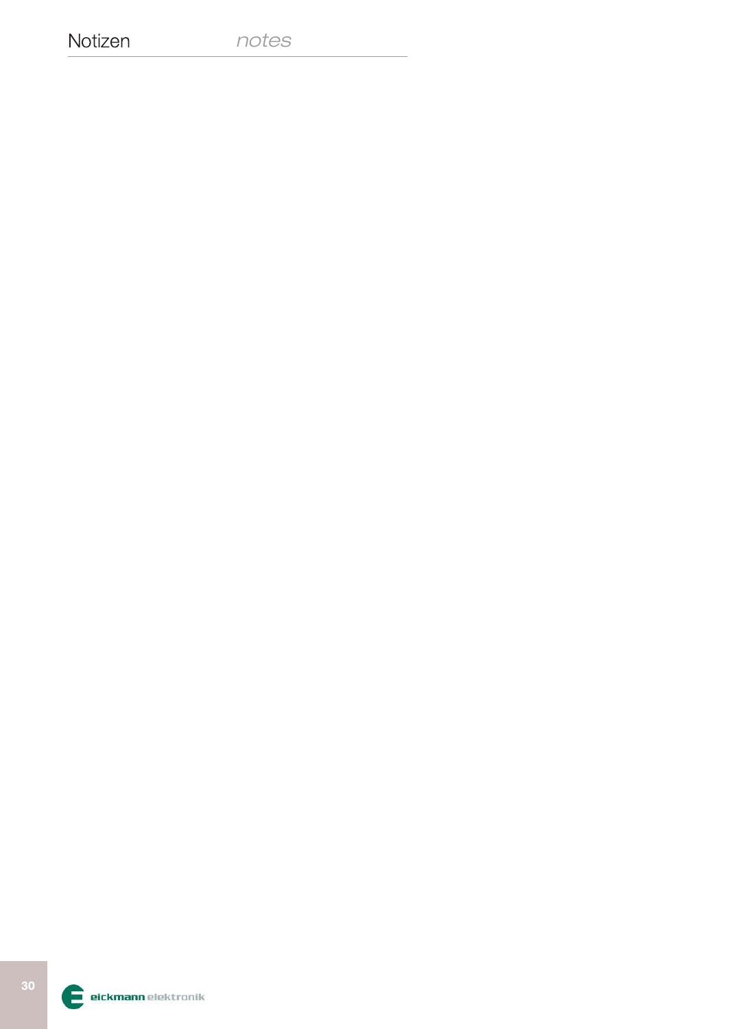# Notizen *notes*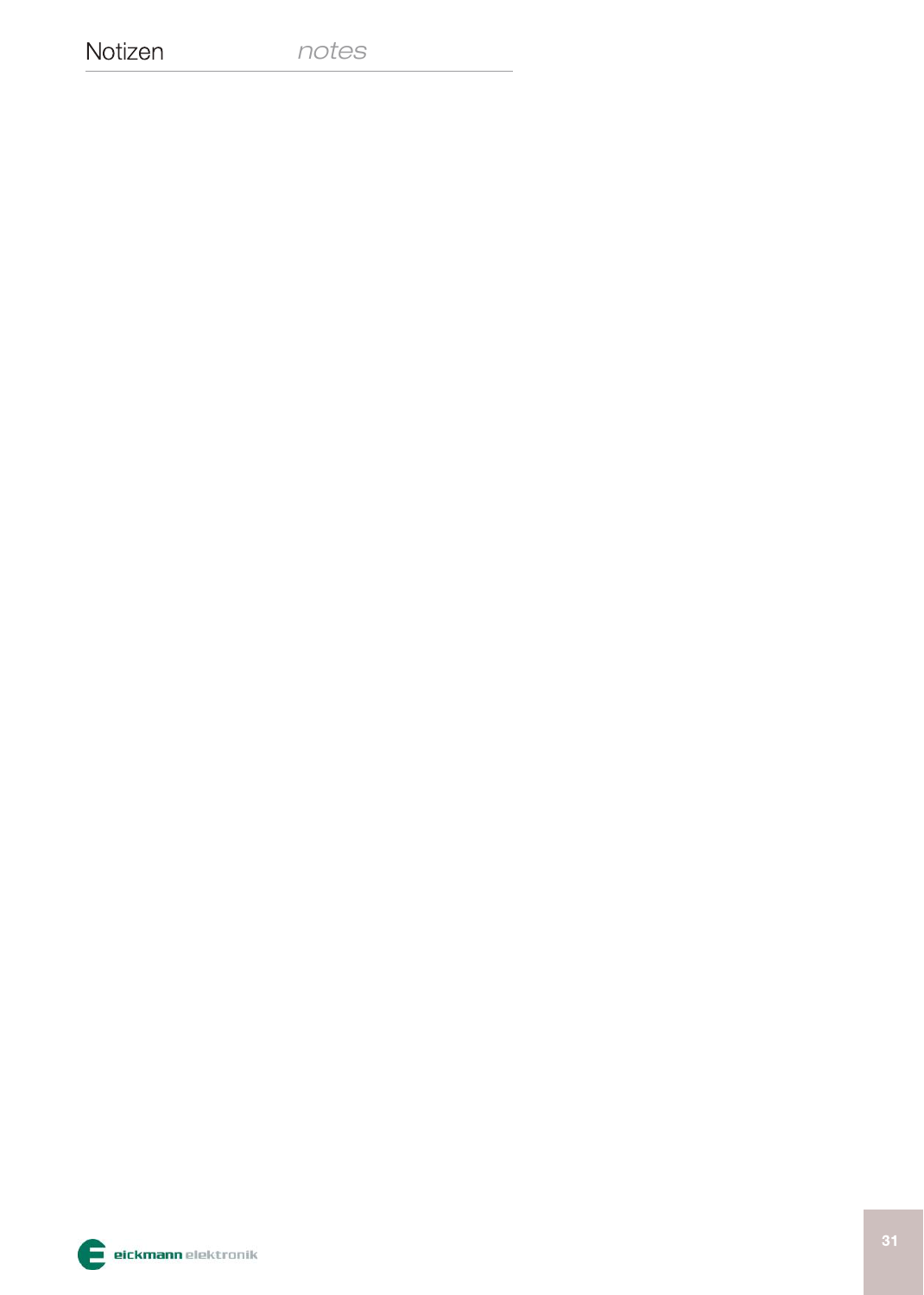# Notizen *notes*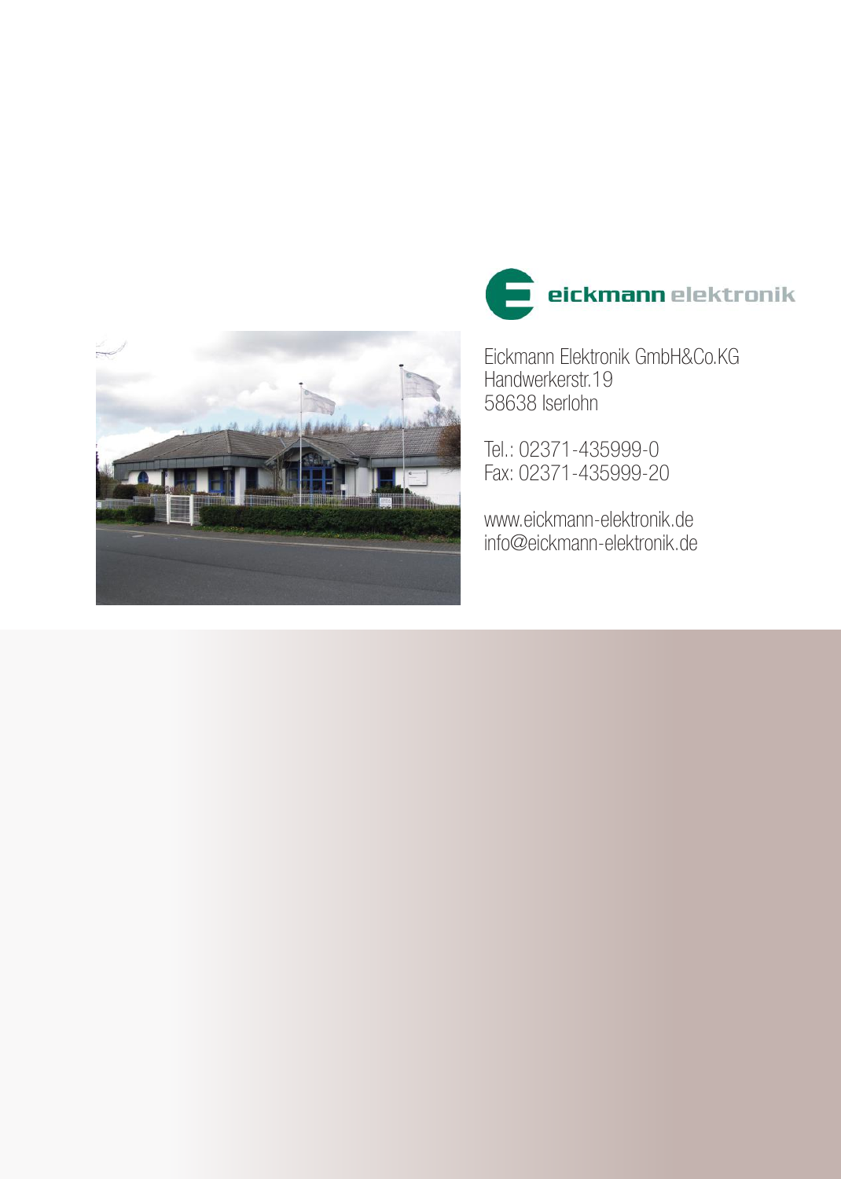eickmann elektronik

Eickmann Elektronik GmbH&Co.KG
Handwerkerstr.19
58638 Iserlohn

Tel.: 02371-435999-0
Fax: 02371-435999-20

www.eickmann-elektronik.de
info@eickmann-elektronik.de